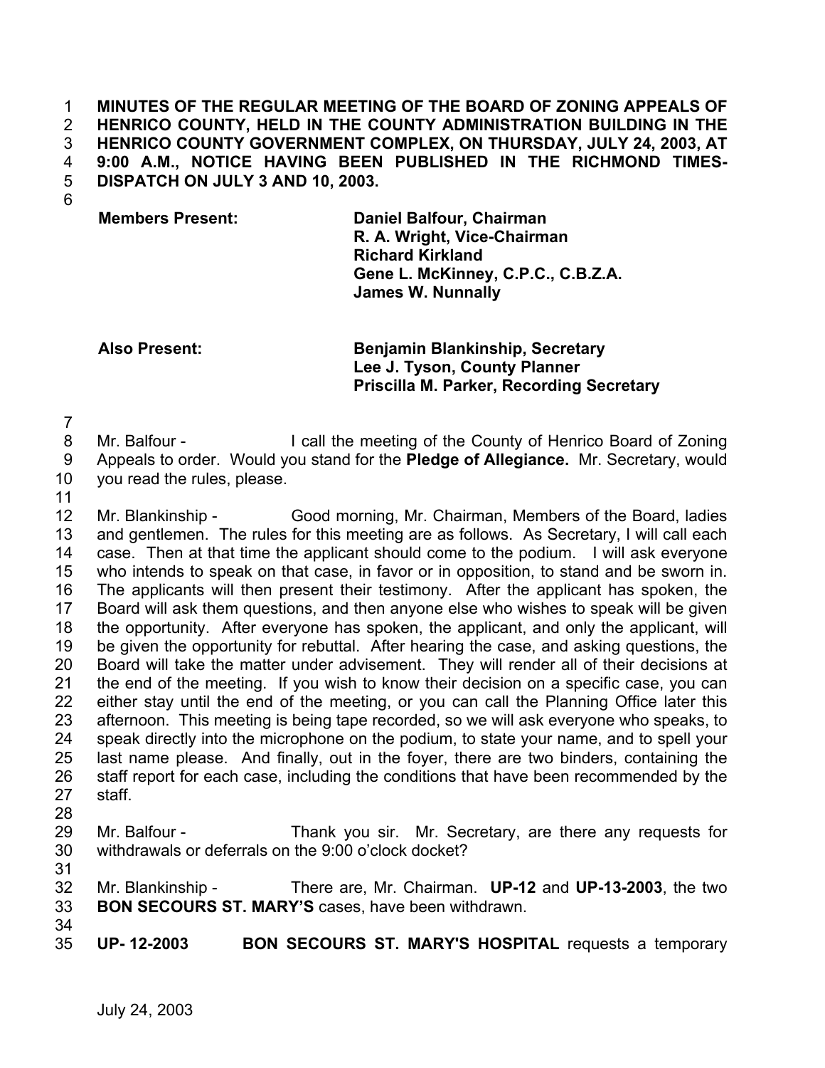**MINUTES OF THE REGULAR MEETING OF THE BOARD OF ZONING APPEALS OF HENRICO COUNTY, HELD IN THE COUNTY ADMINISTRATION BUILDING IN THE HENRICO COUNTY GOVERNMENT COMPLEX, ON THURSDAY, JULY 24, 2003, AT 9:00 A.M., NOTICE HAVING BEEN PUBLISHED IN THE RICHMOND TIMES-DISPATCH ON JULY 3 AND 10, 2003.**

| | |
|---|---|
| **Members Present:** | **Daniel Balfour, Chairman** |
| | **R. A. Wright, Vice-Chairman** |
| | **Richard Kirkland** |
| | **Gene L. McKinney, C.P.C., C.B.Z.A.** |
| | **James W. Nunnally** |
| **Also Present:** | **Benjamin Blankinship, Secretary** |
| | **Lee J. Tyson, County Planner** |
| | **Priscilla M. Parker, Recording Secretary** |

Mr. Balfour - I call the meeting of the County of Henrico Board of Zoning Appeals to order. Would you stand for the **Pledge of Allegiance.** Mr. Secretary, would you read the rules, please.

Mr. Blankinship - Good morning, Mr. Chairman, Members of the Board, ladies and gentlemen. The rules for this meeting are as follows. As Secretary, I will call each case. Then at that time the applicant should come to the podium. I will ask everyone who intends to speak on that case, in favor or in opposition, to stand and be sworn in. The applicants will then present their testimony. After the applicant has spoken, the Board will ask them questions, and then anyone else who wishes to speak will be given the opportunity. After everyone has spoken, the applicant, and only the applicant, will be given the opportunity for rebuttal. After hearing the case, and asking questions, the Board will take the matter under advisement. They will render all of their decisions at the end of the meeting. If you wish to know their decision on a specific case, you can either stay until the end of the meeting, or you can call the Planning Office later this afternoon. This meeting is being tape recorded, so we will ask everyone who speaks, to speak directly into the microphone on the podium, to state your name, and to spell your last name please. And finally, out in the foyer, there are two binders, containing the staff report for each case, including the conditions that have been recommended by the staff.

Mr. Balfour - Thank you sir. Mr. Secretary, are there any requests for withdrawals or deferrals on the 9:00 o'clock docket?

Mr. Blankinship - There are, Mr. Chairman. **UP-12** and **UP-13-2003**, the two **BON SECOURS ST. MARY'S** cases, have been withdrawn.

**UP- 12-2003 BON SECOURS ST. MARY'S HOSPITAL** requests a temporary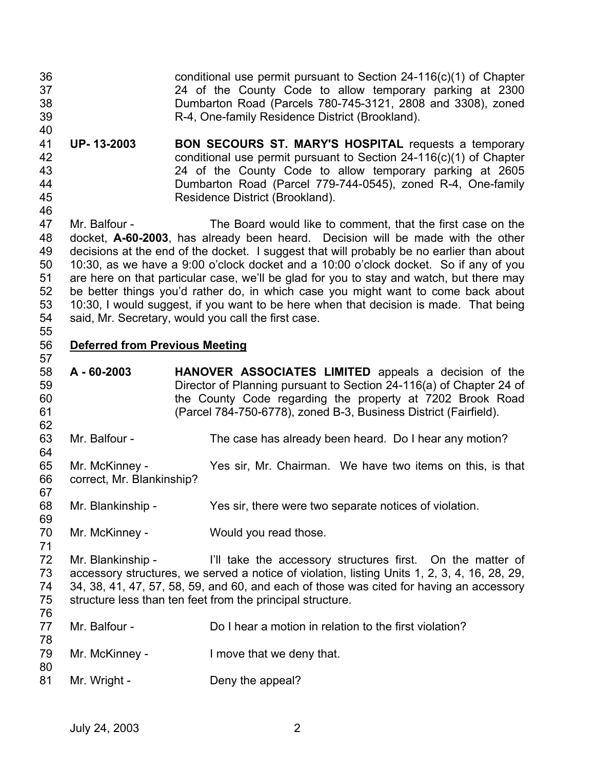conditional use permit pursuant to Section 24-116(c)(1) of Chapter 24 of the County Code to allow temporary parking at 2300 Dumbarton Road (Parcels 780-745-3121, 2808 and 3308), zoned R-4, One-family Residence District (Brookland).

**UP- 13-2003** **BON SECOURS ST. MARY'S HOSPITAL** requests a temporary conditional use permit pursuant to Section 24-116(c)(1) of Chapter 24 of the County Code to allow temporary parking at 2605 Dumbarton Road (Parcel 779-744-0545), zoned R-4, One-family Residence District (Brookland).

Mr. Balfour - The Board would like to comment, that the first case on the docket, **A-60-2003**, has already been heard. Decision will be made with the other decisions at the end of the docket. I suggest that will probably be no earlier than about 10:30, as we have a 9:00 o'clock docket and a 10:00 o'clock docket. So if any of you are here on that particular case, we'll be glad for you to stay and watch, but there may be better things you'd rather do, in which case you might want to come back about 10:30, I would suggest, if you want to be here when that decision is made. That being said, Mr. Secretary, would you call the first case.

**Deferred from Previous Meeting**

**A - 60-2003** **HANOVER ASSOCIATES LIMITED** appeals a decision of the Director of Planning pursuant to Section 24-116(a) of Chapter 24 of the County Code regarding the property at 7202 Brook Road (Parcel 784-750-6778), zoned B-3, Business District (Fairfield).

Mr. Balfour - The case has already been heard. Do I hear any motion?

Mr. McKinney - Yes sir, Mr. Chairman. We have two items on this, is that correct, Mr. Blankinship?

Mr. Blankinship - Yes sir, there were two separate notices of violation.

Mr. McKinney - Would you read those.

Mr. Blankinship - I'll take the accessory structures first. On the matter of accessory structures, we served a notice of violation, listing Units 1, 2, 3, 4, 16, 28, 29, 34, 38, 41, 47, 57, 58, 59, and 60, and each of those was cited for having an accessory structure less than ten feet from the principal structure.

Mr. Balfour - Do I hear a motion in relation to the first violation?

Mr. McKinney - I move that we deny that.

Mr. Wright - Deny the appeal?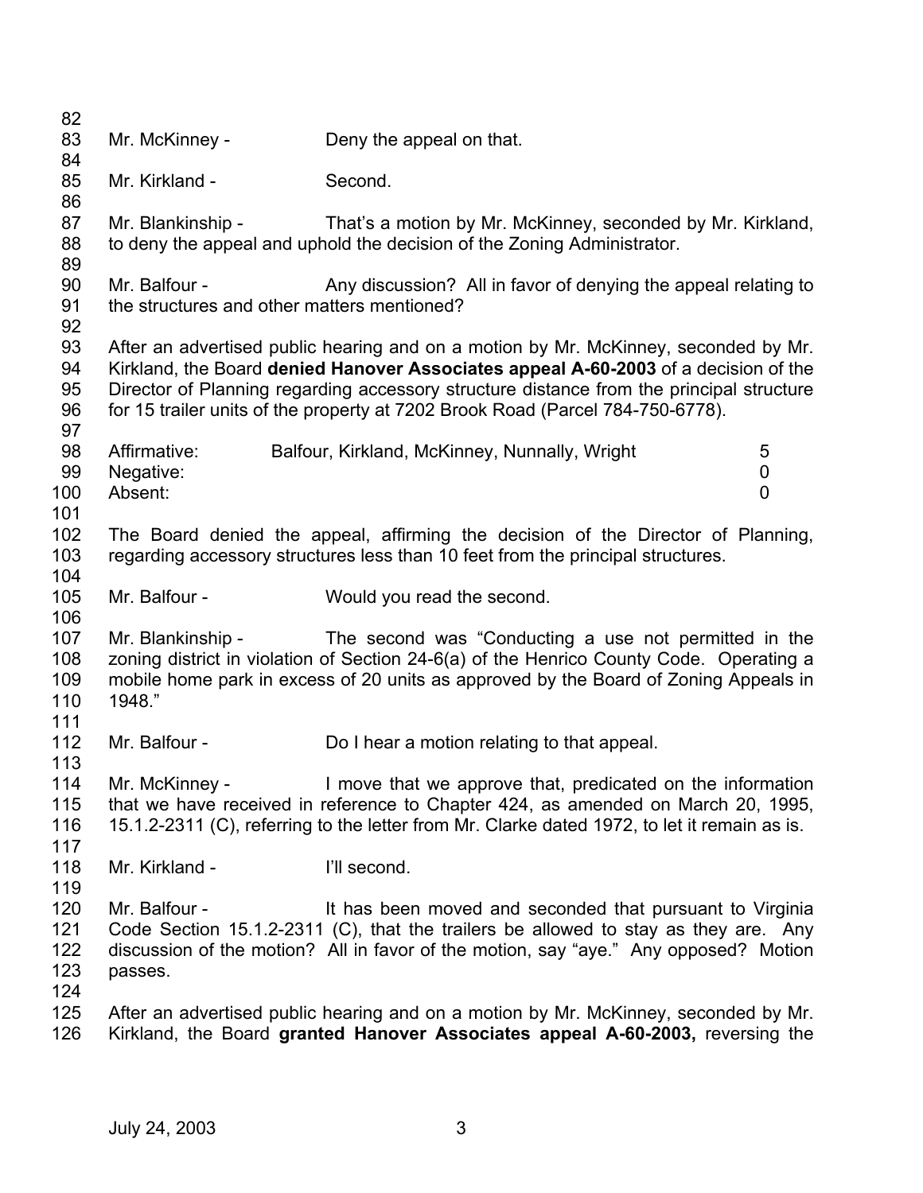Mr. McKinney - Deny the appeal on that.

Mr. Kirkland - Second.

Mr. Blankinship - That's a motion by Mr. McKinney, seconded by Mr. Kirkland, to deny the appeal and uphold the decision of the Zoning Administrator.

Mr. Balfour - Any discussion? All in favor of denying the appeal relating to the structures and other matters mentioned?

After an advertised public hearing and on a motion by Mr. McKinney, seconded by Mr. Kirkland, the Board **denied Hanover Associates appeal A-60-2003** of a decision of the Director of Planning regarding accessory structure distance from the principal structure for 15 trailer units of the property at 7202 Brook Road (Parcel 784-750-6778).

| | | |
|---|---|---|
| Affirmative: | Balfour, Kirkland, McKinney, Nunnally, Wright | 5 |
| Negative: | | 0 |
| Absent: | | 0 |

The Board denied the appeal, affirming the decision of the Director of Planning, regarding accessory structures less than 10 feet from the principal structures.

Mr. Balfour - Would you read the second.

Mr. Blankinship - The second was "Conducting a use not permitted in the zoning district in violation of Section 24-6(a) of the Henrico County Code. Operating a mobile home park in excess of 20 units as approved by the Board of Zoning Appeals in 1948."

Mr. Balfour - Do I hear a motion relating to that appeal.

Mr. McKinney - I move that we approve that, predicated on the information that we have received in reference to Chapter 424, as amended on March 20, 1995, 15.1.2-2311 (C), referring to the letter from Mr. Clarke dated 1972, to let it remain as is.

Mr. Kirkland - I'll second.

Mr. Balfour - It has been moved and seconded that pursuant to Virginia Code Section 15.1.2-2311 (C), that the trailers be allowed to stay as they are. Any discussion of the motion? All in favor of the motion, say "aye." Any opposed? Motion passes.

After an advertised public hearing and on a motion by Mr. McKinney, seconded by Mr. Kirkland, the Board **granted Hanover Associates appeal A-60-2003,** reversing the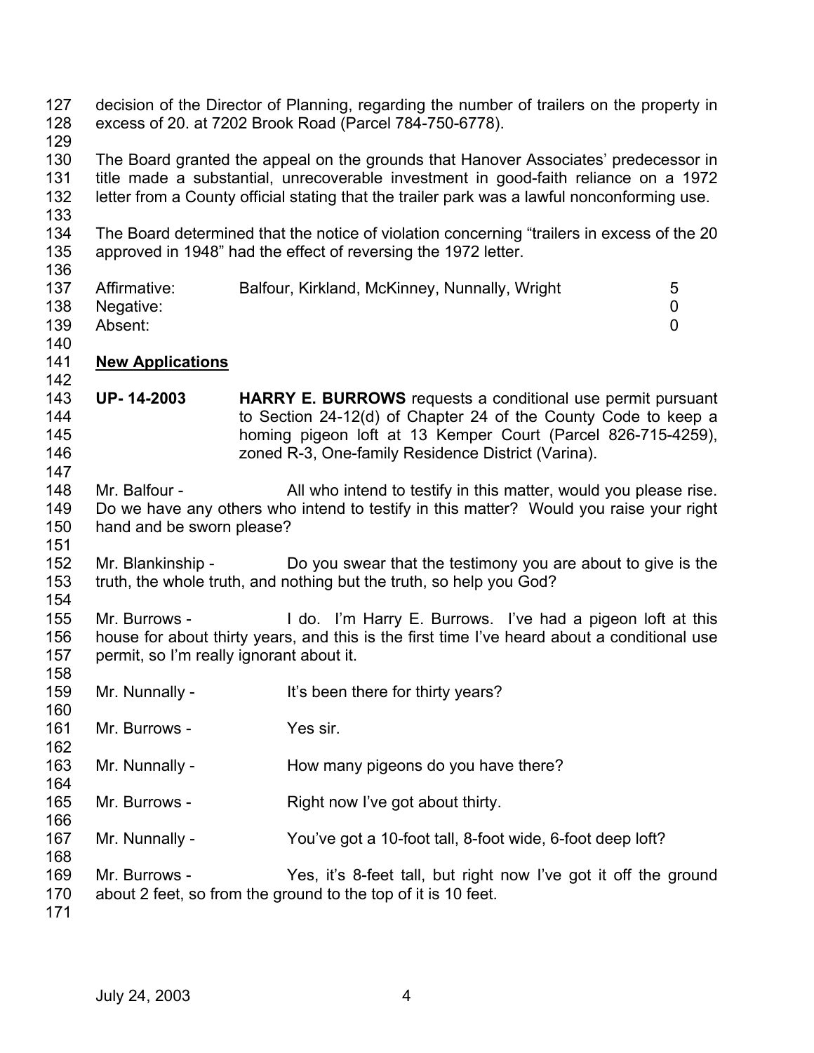decision of the Director of Planning, regarding the number of trailers on the property in excess of 20. at 7202 Brook Road (Parcel 784-750-6778).

The Board granted the appeal on the grounds that Hanover Associates' predecessor in title made a substantial, unrecoverable investment in good-faith reliance on a 1972 letter from a County official stating that the trailer park was a lawful nonconforming use.

The Board determined that the notice of violation concerning "trailers in excess of the 20 approved in 1948" had the effect of reversing the 1972 letter.

| | | |
|---|---|---|
| Affirmative: | Balfour, Kirkland, McKinney, Nunnally, Wright | 5 |
| Negative: | | 0 |
| Absent: | | 0 |

**New Applications**

**UP- 14-2003** **HARRY E. BURROWS** requests a conditional use permit pursuant to Section 24-12(d) of Chapter 24 of the County Code to keep a homing pigeon loft at 13 Kemper Court (Parcel 826-715-4259), zoned R-3, One-family Residence District (Varina).

Mr. Balfour - All who intend to testify in this matter, would you please rise. Do we have any others who intend to testify in this matter? Would you raise your right hand and be sworn please?

Mr. Blankinship - Do you swear that the testimony you are about to give is the truth, the whole truth, and nothing but the truth, so help you God?

Mr. Burrows - I do. I'm Harry E. Burrows. I've had a pigeon loft at this house for about thirty years, and this is the first time I've heard about a conditional use permit, so I'm really ignorant about it.

Mr. Nunnally - It's been there for thirty years?

Mr. Burrows - Yes sir.

Mr. Nunnally - How many pigeons do you have there?

Mr. Burrows - Right now I've got about thirty.

Mr. Nunnally - You've got a 10-foot tall, 8-foot wide, 6-foot deep loft?

Mr. Burrows - Yes, it's 8-feet tall, but right now I've got it off the ground about 2 feet, so from the ground to the top of it is 10 feet.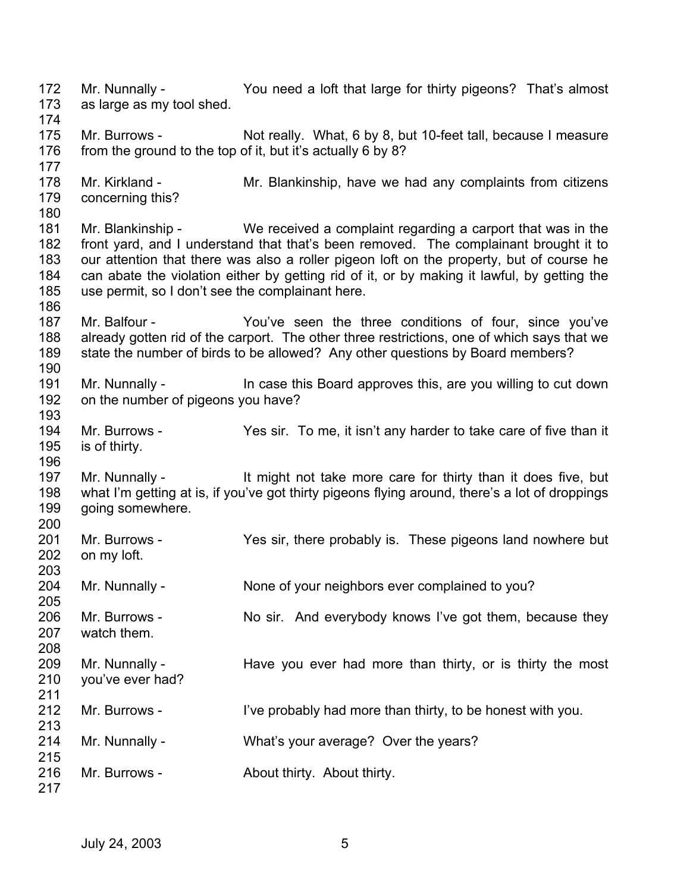Mr. Nunnally - You need a loft that large for thirty pigeons? That's almost as large as my tool shed.

Mr. Burrows - Not really. What, 6 by 8, but 10-feet tall, because I measure from the ground to the top of it, but it's actually 6 by 8?

Mr. Kirkland - Mr. Blankinship, have we had any complaints from citizens concerning this?

Mr. Blankinship - We received a complaint regarding a carport that was in the front yard, and I understand that that's been removed. The complainant brought it to our attention that there was also a roller pigeon loft on the property, but of course he can abate the violation either by getting rid of it, or by making it lawful, by getting the use permit, so I don't see the complainant here.

Mr. Balfour - You've seen the three conditions of four, since you've already gotten rid of the carport. The other three restrictions, one of which says that we state the number of birds to be allowed? Any other questions by Board members?

Mr. Nunnally - In case this Board approves this, are you willing to cut down on the number of pigeons you have?

Mr. Burrows - Yes sir. To me, it isn't any harder to take care of five than it is of thirty.

Mr. Nunnally - It might not take more care for thirty than it does five, but what I'm getting at is, if you've got thirty pigeons flying around, there's a lot of droppings going somewhere.

Mr. Burrows - Yes sir, there probably is. These pigeons land nowhere but on my loft.

Mr. Nunnally - None of your neighbors ever complained to you?

Mr. Burrows - No sir. And everybody knows I've got them, because they watch them.

Mr. Nunnally - Have you ever had more than thirty, or is thirty the most you've ever had?

Mr. Burrows - I've probably had more than thirty, to be honest with you.

Mr. Nunnally - What's your average? Over the years?

Mr. Burrows - About thirty. About thirty.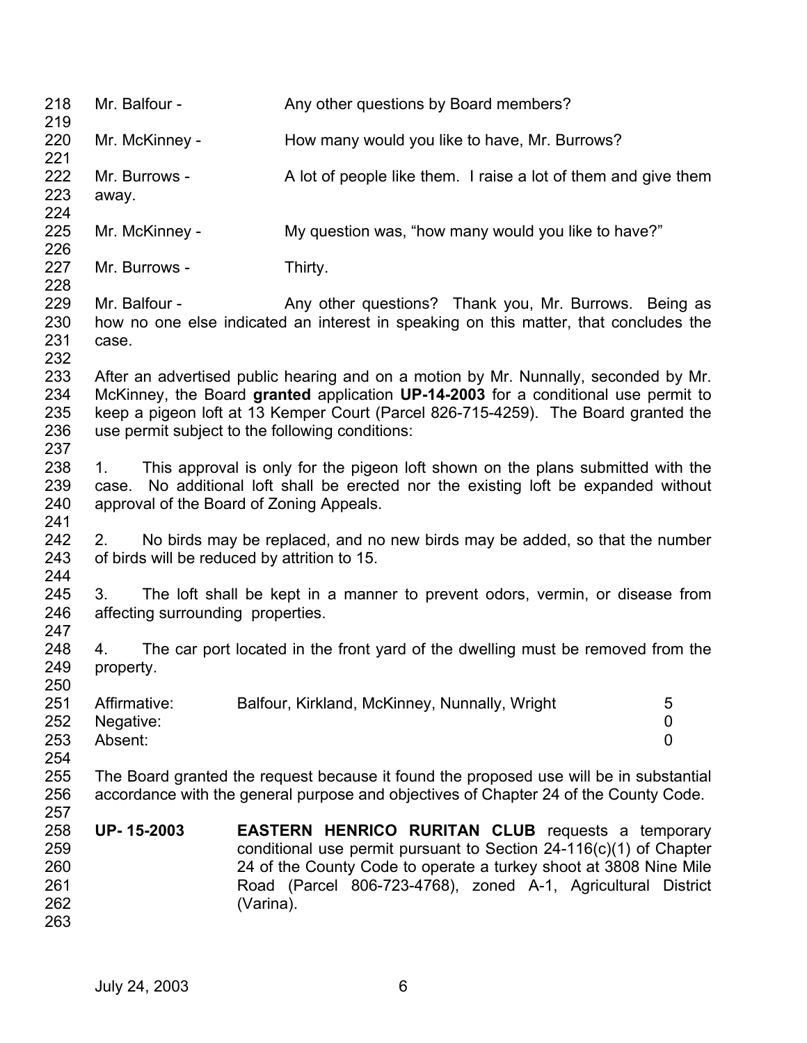Mr. Balfour - Any other questions by Board members?

Mr. McKinney - How many would you like to have, Mr. Burrows?

Mr. Burrows - A lot of people like them. I raise a lot of them and give them away.

Mr. McKinney - My question was, "how many would you like to have?"

Mr. Burrows - Thirty.

Mr. Balfour - Any other questions? Thank you, Mr. Burrows. Being as how no one else indicated an interest in speaking on this matter, that concludes the case.

After an advertised public hearing and on a motion by Mr. Nunnally, seconded by Mr. McKinney, the Board **granted** application **UP-14-2003** for a conditional use permit to keep a pigeon loft at 13 Kemper Court (Parcel 826-715-4259). The Board granted the use permit subject to the following conditions:

1. This approval is only for the pigeon loft shown on the plans submitted with the case. No additional loft shall be erected nor the existing loft be expanded without approval of the Board of Zoning Appeals.

2. No birds may be replaced, and no new birds may be added, so that the number of birds will be reduced by attrition to 15.

3. The loft shall be kept in a manner to prevent odors, vermin, or disease from affecting surrounding properties.

4. The car port located in the front yard of the dwelling must be removed from the property.

| | | |
|---|---|---|
| Affirmative: | Balfour, Kirkland, McKinney, Nunnally, Wright | 5 |
| Negative: | | 0 |
| Absent: | | 0 |

The Board granted the request because it found the proposed use will be in substantial accordance with the general purpose and objectives of Chapter 24 of the County Code.

**UP- 15-2003** **EASTERN HENRICO RURITAN CLUB** requests a temporary conditional use permit pursuant to Section 24-116(c)(1) of Chapter 24 of the County Code to operate a turkey shoot at 3808 Nine Mile Road (Parcel 806-723-4768), zoned A-1, Agricultural District (Varina).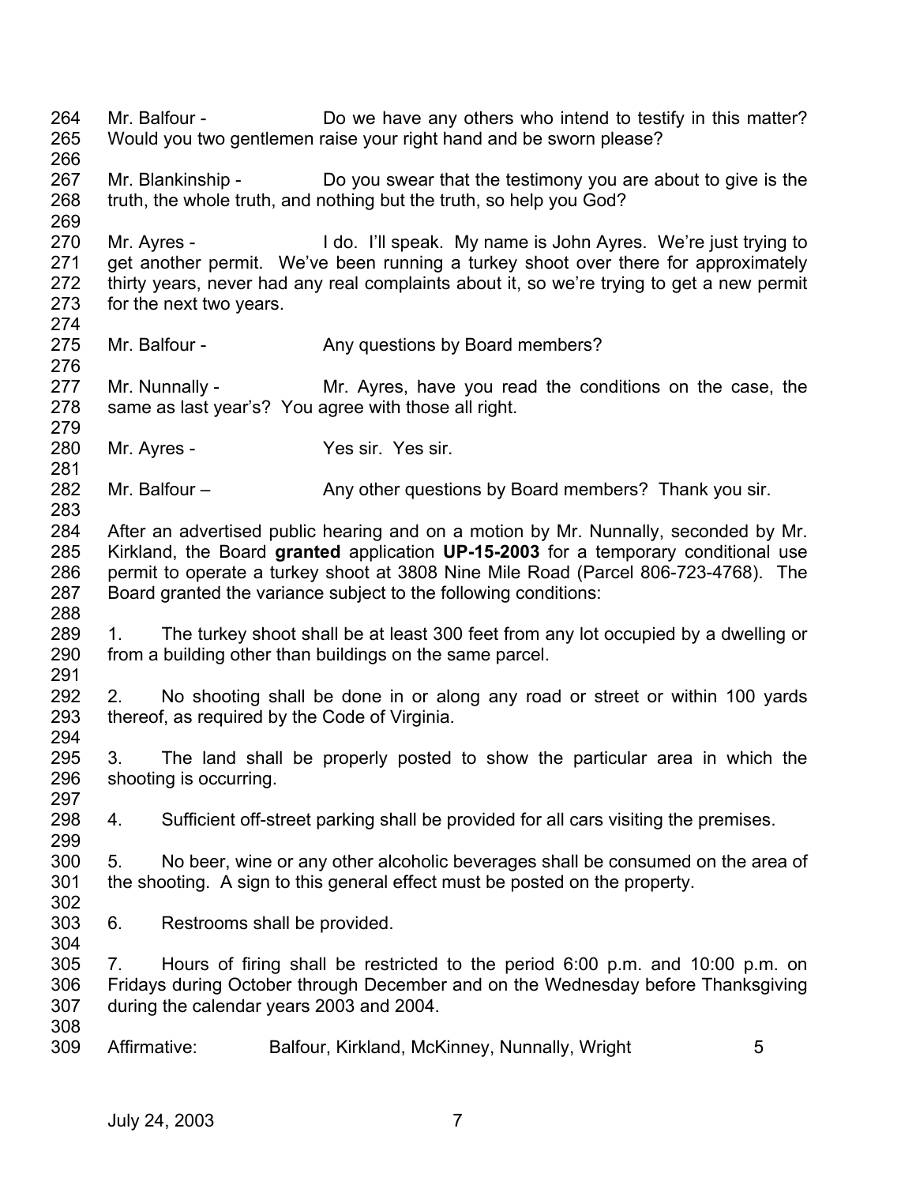Mr. Balfour - Do we have any others who intend to testify in this matter? Would you two gentlemen raise your right hand and be sworn please?

Mr. Blankinship - Do you swear that the testimony you are about to give is the truth, the whole truth, and nothing but the truth, so help you God?

Mr. Ayres - I do. I'll speak. My name is John Ayres. We're just trying to get another permit. We've been running a turkey shoot over there for approximately thirty years, never had any real complaints about it, so we're trying to get a new permit for the next two years.

Mr. Balfour - Any questions by Board members?

Mr. Nunnally - Mr. Ayres, have you read the conditions on the case, the same as last year's? You agree with those all right.

Mr. Ayres - Yes sir. Yes sir.

Mr. Balfour – Any other questions by Board members? Thank you sir.

After an advertised public hearing and on a motion by Mr. Nunnally, seconded by Mr. Kirkland, the Board **granted** application **UP-15-2003** for a temporary conditional use permit to operate a turkey shoot at 3808 Nine Mile Road (Parcel 806-723-4768). The Board granted the variance subject to the following conditions:

1. The turkey shoot shall be at least 300 feet from any lot occupied by a dwelling or from a building other than buildings on the same parcel.

2. No shooting shall be done in or along any road or street or within 100 yards thereof, as required by the Code of Virginia.

3. The land shall be properly posted to show the particular area in which the shooting is occurring.

4. Sufficient off-street parking shall be provided for all cars visiting the premises.

5. No beer, wine or any other alcoholic beverages shall be consumed on the area of the shooting. A sign to this general effect must be posted on the property.

6. Restrooms shall be provided.

7. Hours of firing shall be restricted to the period 6:00 p.m. and 10:00 p.m. on Fridays during October through December and on the Wednesday before Thanksgiving during the calendar years 2003 and 2004.

Affirmative: Balfour, Kirkland, McKinney, Nunnally, Wright 5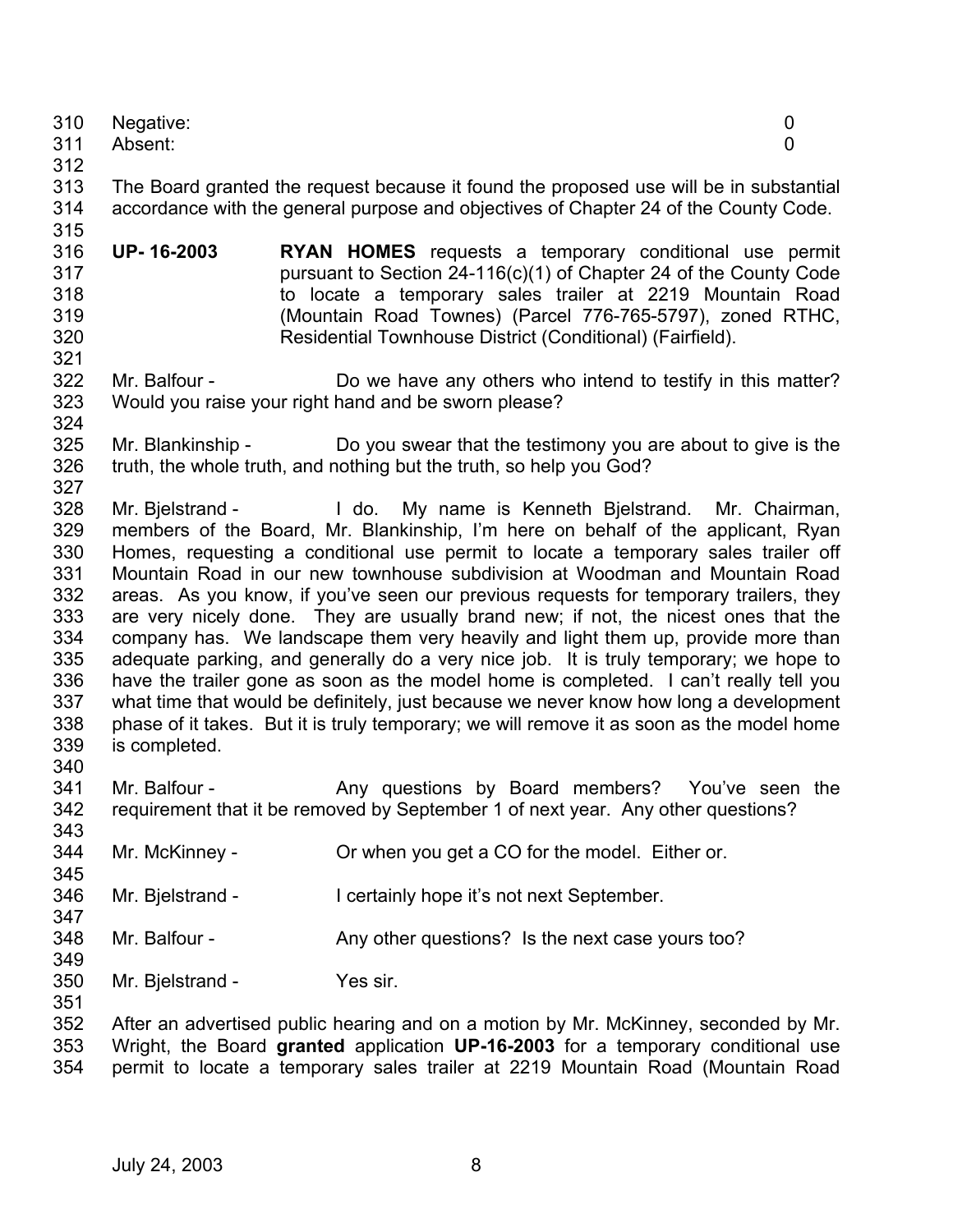Negative: 0
Absent: 0

The Board granted the request because it found the proposed use will be in substantial accordance with the general purpose and objectives of Chapter 24 of the County Code.

**UP- 16-2003** **RYAN HOMES** requests a temporary conditional use permit pursuant to Section 24-116(c)(1) of Chapter 24 of the County Code to locate a temporary sales trailer at 2219 Mountain Road (Mountain Road Townes) (Parcel 776-765-5797), zoned RTHC, Residential Townhouse District (Conditional) (Fairfield).

Mr. Balfour - Do we have any others who intend to testify in this matter? Would you raise your right hand and be sworn please?

Mr. Blankinship - Do you swear that the testimony you are about to give is the truth, the whole truth, and nothing but the truth, so help you God?

Mr. Bjelstrand - I do. My name is Kenneth Bjelstrand. Mr. Chairman, members of the Board, Mr. Blankinship, I'm here on behalf of the applicant, Ryan Homes, requesting a conditional use permit to locate a temporary sales trailer off Mountain Road in our new townhouse subdivision at Woodman and Mountain Road areas. As you know, if you've seen our previous requests for temporary trailers, they are very nicely done. They are usually brand new; if not, the nicest ones that the company has. We landscape them very heavily and light them up, provide more than adequate parking, and generally do a very nice job. It is truly temporary; we hope to have the trailer gone as soon as the model home is completed. I can't really tell you what time that would be definitely, just because we never know how long a development phase of it takes. But it is truly temporary; we will remove it as soon as the model home is completed.

Mr. Balfour - Any questions by Board members? You've seen the requirement that it be removed by September 1 of next year. Any other questions?

Mr. McKinney - Or when you get a CO for the model. Either or.

Mr. Bjelstrand - I certainly hope it's not next September.

Mr. Balfour - Any other questions? Is the next case yours too?

Mr. Bjelstrand - Yes sir.

After an advertised public hearing and on a motion by Mr. McKinney, seconded by Mr. Wright, the Board **granted** application **UP-16-2003** for a temporary conditional use permit to locate a temporary sales trailer at 2219 Mountain Road (Mountain Road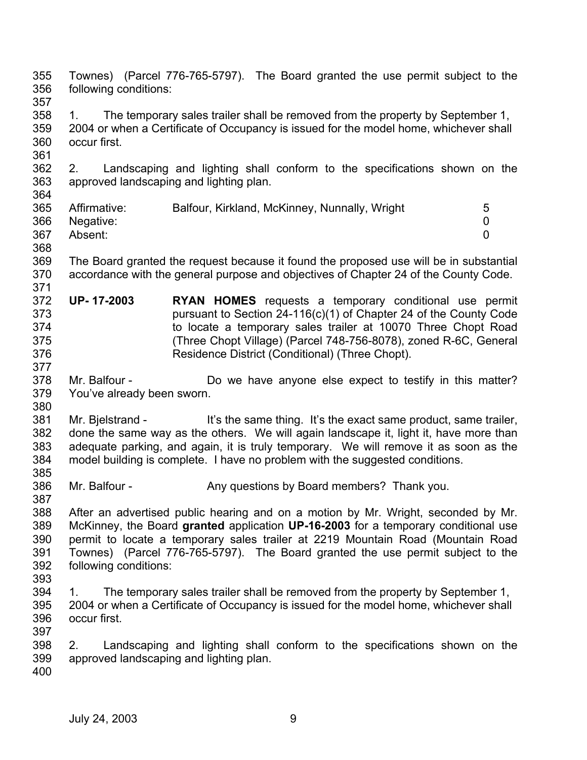Townes) (Parcel 776-765-5797). The Board granted the use permit subject to the following conditions:

1. The temporary sales trailer shall be removed from the property by September 1, 2004 or when a Certificate of Occupancy is issued for the model home, whichever shall occur first.

2. Landscaping and lighting shall conform to the specifications shown on the approved landscaping and lighting plan.

| | | |
|---|---|---|
| Affirmative: | Balfour, Kirkland, McKinney, Nunnally, Wright | 5 |
| Negative: | | 0 |
| Absent: | | 0 |

The Board granted the request because it found the proposed use will be in substantial accordance with the general purpose and objectives of Chapter 24 of the County Code.

**UP- 17-2003** **RYAN HOMES** requests a temporary conditional use permit pursuant to Section 24-116(c)(1) of Chapter 24 of the County Code to locate a temporary sales trailer at 10070 Three Chopt Road (Three Chopt Village) (Parcel 748-756-8078), zoned R-6C, General Residence District (Conditional) (Three Chopt).

Mr. Balfour - Do we have anyone else expect to testify in this matter? You've already been sworn.

Mr. Bjelstrand - It's the same thing. It's the exact same product, same trailer, done the same way as the others. We will again landscape it, light it, have more than adequate parking, and again, it is truly temporary. We will remove it as soon as the model building is complete. I have no problem with the suggested conditions.

Mr. Balfour - Any questions by Board members? Thank you.

After an advertised public hearing and on a motion by Mr. Wright, seconded by Mr. McKinney, the Board **granted** application **UP-16-2003** for a temporary conditional use permit to locate a temporary sales trailer at 2219 Mountain Road (Mountain Road Townes) (Parcel 776-765-5797). The Board granted the use permit subject to the following conditions:

1. The temporary sales trailer shall be removed from the property by September 1, 2004 or when a Certificate of Occupancy is issued for the model home, whichever shall occur first.

2. Landscaping and lighting shall conform to the specifications shown on the approved landscaping and lighting plan.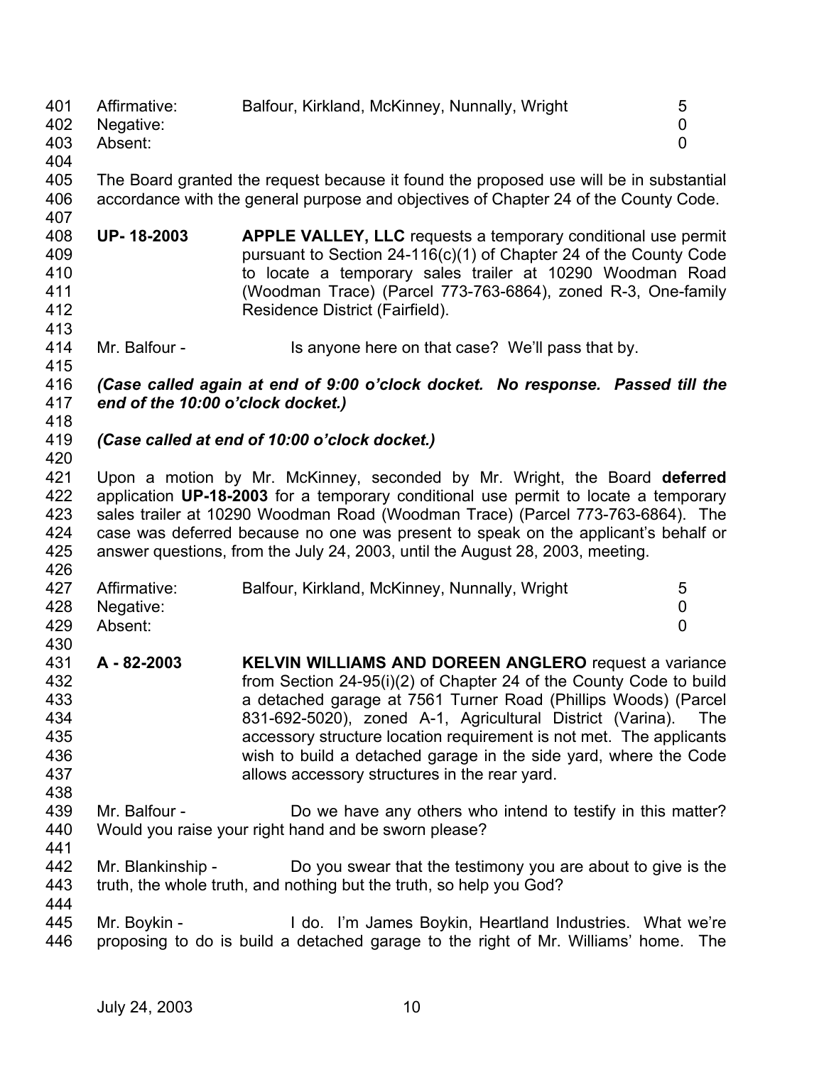| | | |
|---|---|---|
| Affirmative: | Balfour, Kirkland, McKinney, Nunnally, Wright | 5 |
| Negative: | | 0 |
| Absent: | | 0 |

The Board granted the request because it found the proposed use will be in substantial accordance with the general purpose and objectives of Chapter 24 of the County Code.

**UP- 18-2003** **APPLE VALLEY, LLC** requests a temporary conditional use permit pursuant to Section 24-116(c)(1) of Chapter 24 of the County Code to locate a temporary sales trailer at 10290 Woodman Road (Woodman Trace) (Parcel 773-763-6864), zoned R-3, One-family Residence District (Fairfield).

Mr. Balfour - Is anyone here on that case? We'll pass that by.

***(Case called again at end of 9:00 o'clock docket. No response. Passed till the end of the 10:00 o'clock docket.)***

***(Case called at end of 10:00 o'clock docket.)***

Upon a motion by Mr. McKinney, seconded by Mr. Wright, the Board **deferred** application **UP-18-2003** for a temporary conditional use permit to locate a temporary sales trailer at 10290 Woodman Road (Woodman Trace) (Parcel 773-763-6864). The case was deferred because no one was present to speak on the applicant's behalf or answer questions, from the July 24, 2003, until the August 28, 2003, meeting.

| | | |
|---|---|---|
| Affirmative: | Balfour, Kirkland, McKinney, Nunnally, Wright | 5 |
| Negative: | | 0 |
| Absent: | | 0 |

**A - 82-2003** **KELVIN WILLIAMS AND DOREEN ANGLERO** request a variance from Section 24-95(i)(2) of Chapter 24 of the County Code to build a detached garage at 7561 Turner Road (Phillips Woods) (Parcel 831-692-5020), zoned A-1, Agricultural District (Varina). The accessory structure location requirement is not met. The applicants wish to build a detached garage in the side yard, where the Code allows accessory structures in the rear yard.

Mr. Balfour - Do we have any others who intend to testify in this matter? Would you raise your right hand and be sworn please?

Mr. Blankinship - Do you swear that the testimony you are about to give is the truth, the whole truth, and nothing but the truth, so help you God?

Mr. Boykin - I do. I'm James Boykin, Heartland Industries. What we're proposing to do is build a detached garage to the right of Mr. Williams' home. The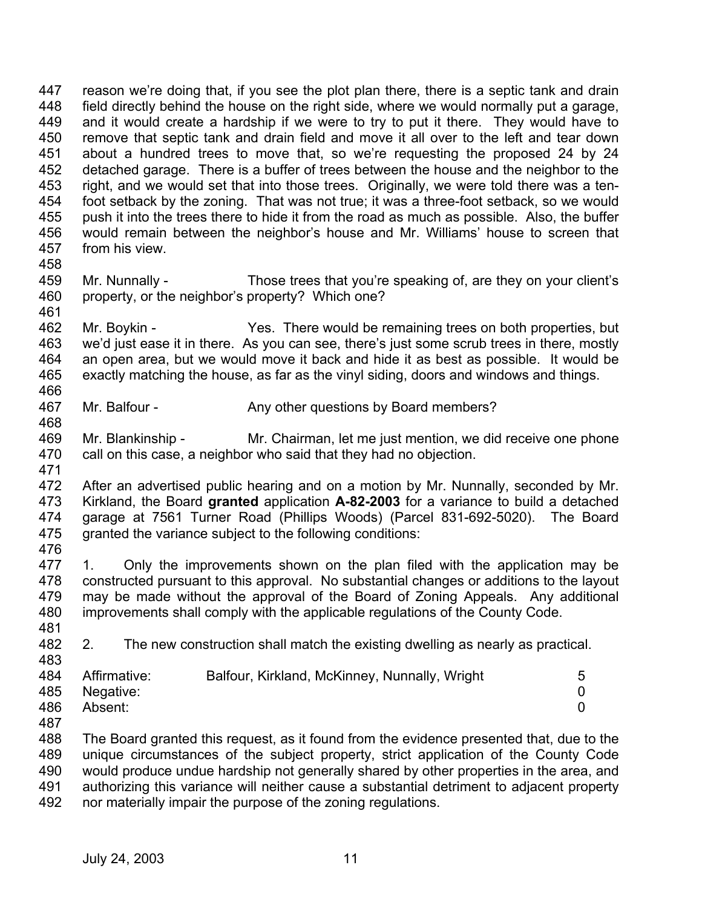reason we're doing that, if you see the plot plan there, there is a septic tank and drain field directly behind the house on the right side, where we would normally put a garage, and it would create a hardship if we were to try to put it there. They would have to remove that septic tank and drain field and move it all over to the left and tear down about a hundred trees to move that, so we're requesting the proposed 24 by 24 detached garage. There is a buffer of trees between the house and the neighbor to the right, and we would set that into those trees. Originally, we were told there was a ten-foot setback by the zoning. That was not true; it was a three-foot setback, so we would push it into the trees there to hide it from the road as much as possible. Also, the buffer would remain between the neighbor's house and Mr. Williams' house to screen that from his view.

Mr. Nunnally - Those trees that you're speaking of, are they on your client's property, or the neighbor's property? Which one?

Mr. Boykin - Yes. There would be remaining trees on both properties, but we'd just ease it in there. As you can see, there's just some scrub trees in there, mostly an open area, but we would move it back and hide it as best as possible. It would be exactly matching the house, as far as the vinyl siding, doors and windows and things.

Mr. Balfour - Any other questions by Board members?

Mr. Blankinship - Mr. Chairman, let me just mention, we did receive one phone call on this case, a neighbor who said that they had no objection.

After an advertised public hearing and on a motion by Mr. Nunnally, seconded by Mr. Kirkland, the Board **granted** application **A-82-2003** for a variance to build a detached garage at 7561 Turner Road (Phillips Woods) (Parcel 831-692-5020). The Board granted the variance subject to the following conditions:

1. Only the improvements shown on the plan filed with the application may be constructed pursuant to this approval. No substantial changes or additions to the layout may be made without the approval of the Board of Zoning Appeals. Any additional improvements shall comply with the applicable regulations of the County Code.

2. The new construction shall match the existing dwelling as nearly as practical.

| | | |
|---|---|---|
| Affirmative: | Balfour, Kirkland, McKinney, Nunnally, Wright | 5 |
| Negative: | | 0 |
| Absent: | | 0 |

The Board granted this request, as it found from the evidence presented that, due to the unique circumstances of the subject property, strict application of the County Code would produce undue hardship not generally shared by other properties in the area, and authorizing this variance will neither cause a substantial detriment to adjacent property nor materially impair the purpose of the zoning regulations.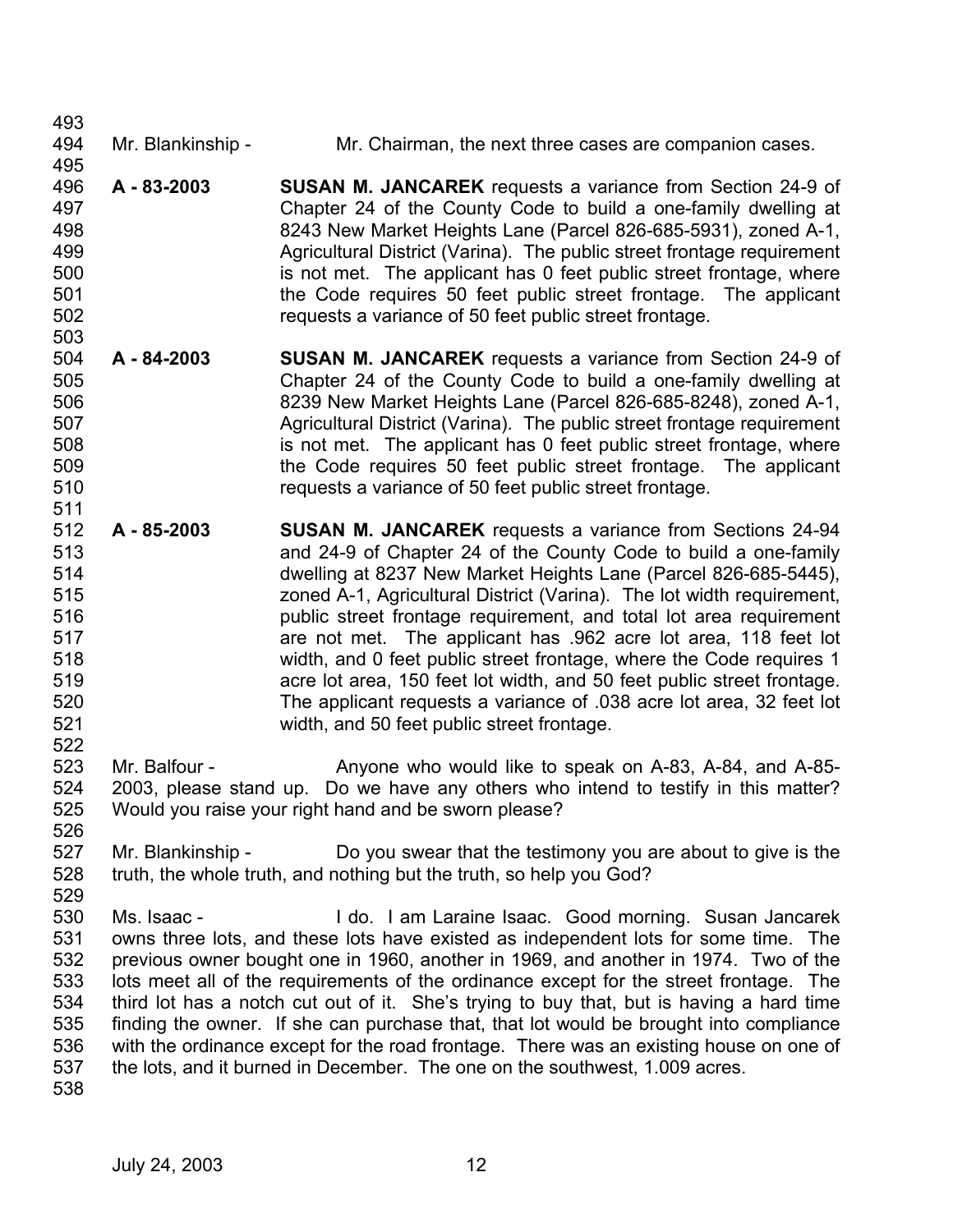Mr. Blankinship - Mr. Chairman, the next three cases are companion cases.

**A - 83-2003** **SUSAN M. JANCAREK** requests a variance from Section 24-9 of Chapter 24 of the County Code to build a one-family dwelling at 8243 New Market Heights Lane (Parcel 826-685-5931), zoned A-1, Agricultural District (Varina). The public street frontage requirement is not met. The applicant has 0 feet public street frontage, where the Code requires 50 feet public street frontage. The applicant requests a variance of 50 feet public street frontage.

**A - 84-2003** **SUSAN M. JANCAREK** requests a variance from Section 24-9 of Chapter 24 of the County Code to build a one-family dwelling at 8239 New Market Heights Lane (Parcel 826-685-8248), zoned A-1, Agricultural District (Varina). The public street frontage requirement is not met. The applicant has 0 feet public street frontage, where the Code requires 50 feet public street frontage. The applicant requests a variance of 50 feet public street frontage.

**A - 85-2003** **SUSAN M. JANCAREK** requests a variance from Sections 24-94 and 24-9 of Chapter 24 of the County Code to build a one-family dwelling at 8237 New Market Heights Lane (Parcel 826-685-5445), zoned A-1, Agricultural District (Varina). The lot width requirement, public street frontage requirement, and total lot area requirement are not met. The applicant has .962 acre lot area, 118 feet lot width, and 0 feet public street frontage, where the Code requires 1 acre lot area, 150 feet lot width, and 50 feet public street frontage. The applicant requests a variance of .038 acre lot area, 32 feet lot width, and 50 feet public street frontage.

Mr. Balfour - Anyone who would like to speak on A-83, A-84, and A-85-2003, please stand up. Do we have any others who intend to testify in this matter? Would you raise your right hand and be sworn please?

Mr. Blankinship - Do you swear that the testimony you are about to give is the truth, the whole truth, and nothing but the truth, so help you God?

Ms. Isaac - I do. I am Laraine Isaac. Good morning. Susan Jancarek owns three lots, and these lots have existed as independent lots for some time. The previous owner bought one in 1960, another in 1969, and another in 1974. Two of the lots meet all of the requirements of the ordinance except for the street frontage. The third lot has a notch cut out of it. She's trying to buy that, but is having a hard time finding the owner. If she can purchase that, that lot would be brought into compliance with the ordinance except for the road frontage. There was an existing house on one of the lots, and it burned in December. The one on the southwest, 1.009 acres.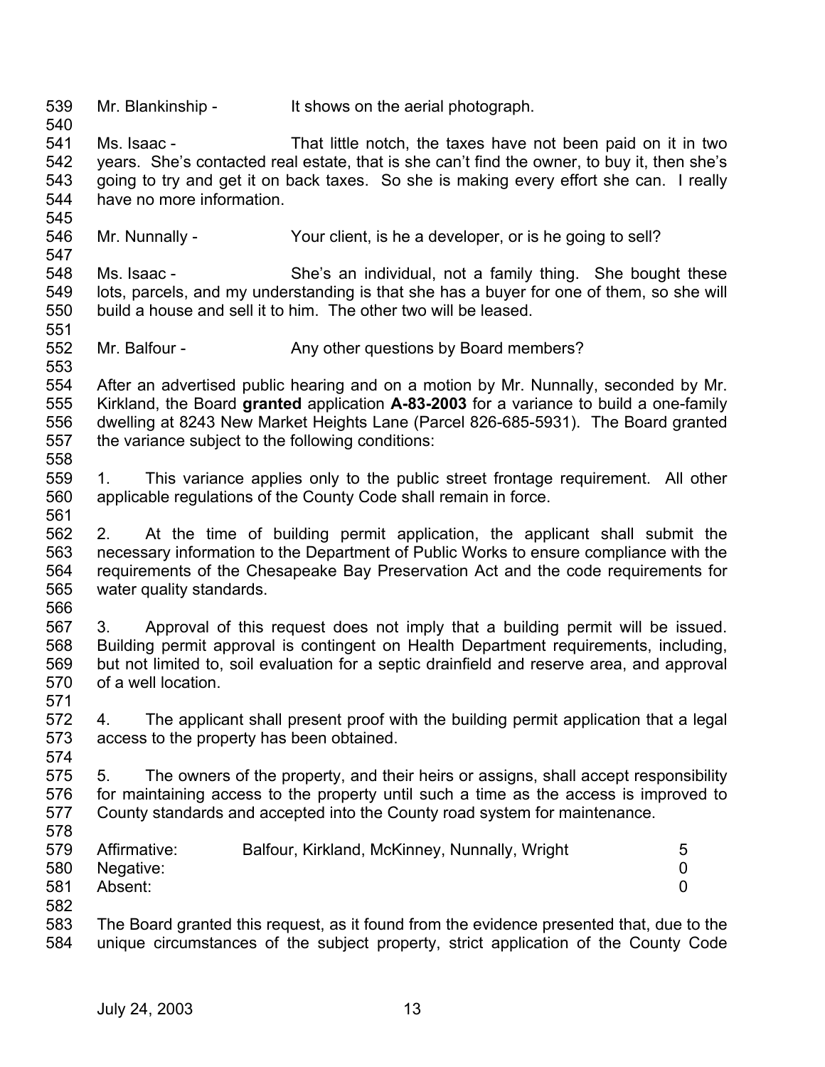Mr. Blankinship - It shows on the aerial photograph.

Ms. Isaac - That little notch, the taxes have not been paid on it in two years. She's contacted real estate, that is she can't find the owner, to buy it, then she's going to try and get it on back taxes. So she is making every effort she can. I really have no more information.

Mr. Nunnally - Your client, is he a developer, or is he going to sell?

Ms. Isaac - She's an individual, not a family thing. She bought these lots, parcels, and my understanding is that she has a buyer for one of them, so she will build a house and sell it to him. The other two will be leased.

Mr. Balfour - Any other questions by Board members?

After an advertised public hearing and on a motion by Mr. Nunnally, seconded by Mr. Kirkland, the Board **granted** application **A-83-2003** for a variance to build a one-family dwelling at 8243 New Market Heights Lane (Parcel 826-685-5931). The Board granted the variance subject to the following conditions:

1. This variance applies only to the public street frontage requirement. All other applicable regulations of the County Code shall remain in force.

2. At the time of building permit application, the applicant shall submit the necessary information to the Department of Public Works to ensure compliance with the requirements of the Chesapeake Bay Preservation Act and the code requirements for water quality standards.

3. Approval of this request does not imply that a building permit will be issued. Building permit approval is contingent on Health Department requirements, including, but not limited to, soil evaluation for a septic drainfield and reserve area, and approval of a well location.

4. The applicant shall present proof with the building permit application that a legal access to the property has been obtained.

5. The owners of the property, and their heirs or assigns, shall accept responsibility for maintaining access to the property until such a time as the access is improved to County standards and accepted into the County road system for maintenance.

| | | |
|---|---|---|
| Affirmative: | Balfour, Kirkland, McKinney, Nunnally, Wright | 5 |
| Negative: | | 0 |
| Absent: | | 0 |

The Board granted this request, as it found from the evidence presented that, due to the unique circumstances of the subject property, strict application of the County Code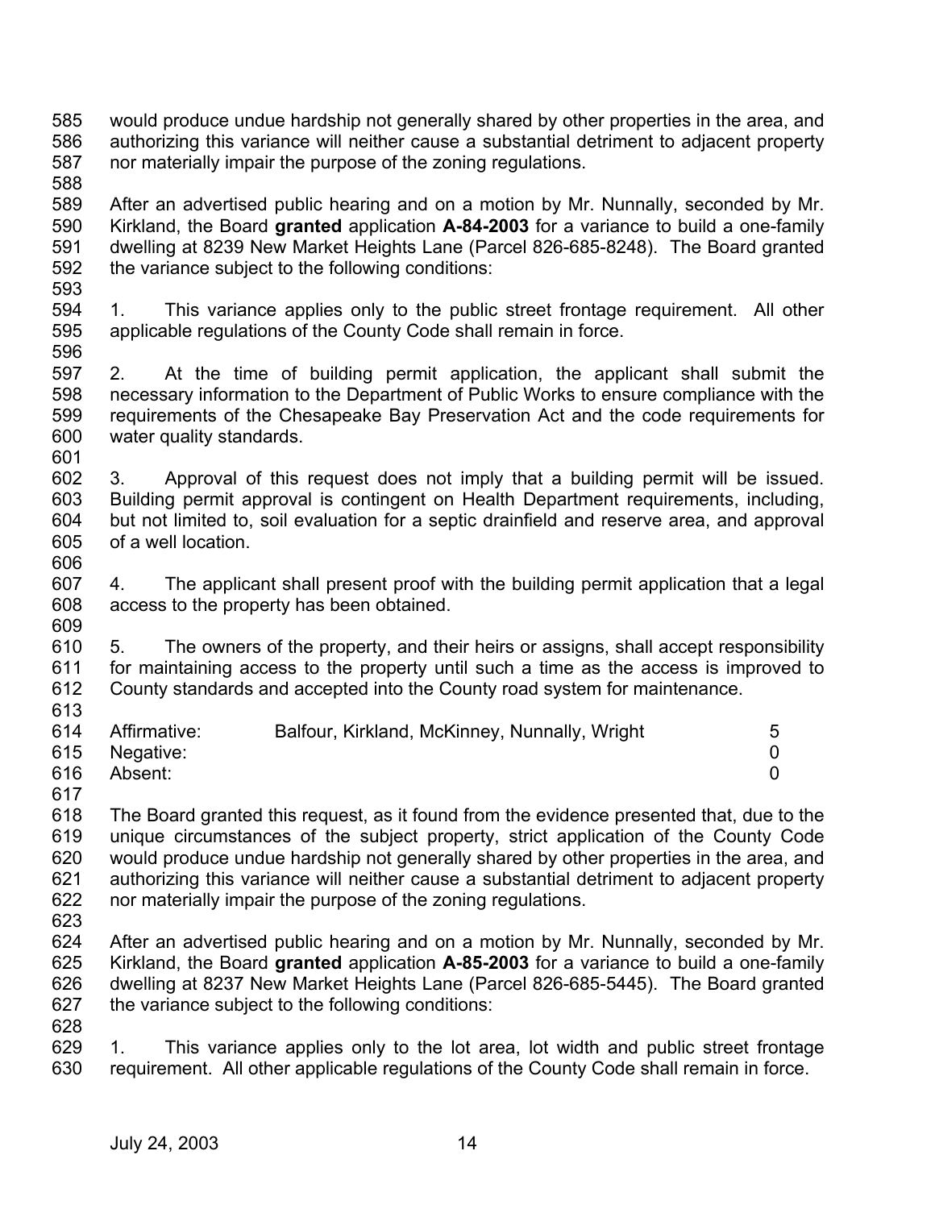would produce undue hardship not generally shared by other properties in the area, and authorizing this variance will neither cause a substantial detriment to adjacent property nor materially impair the purpose of the zoning regulations.

After an advertised public hearing and on a motion by Mr. Nunnally, seconded by Mr. Kirkland, the Board **granted** application **A-84-2003** for a variance to build a one-family dwelling at 8239 New Market Heights Lane (Parcel 826-685-8248). The Board granted the variance subject to the following conditions:

1. This variance applies only to the public street frontage requirement. All other applicable regulations of the County Code shall remain in force.

2. At the time of building permit application, the applicant shall submit the necessary information to the Department of Public Works to ensure compliance with the requirements of the Chesapeake Bay Preservation Act and the code requirements for water quality standards.

3. Approval of this request does not imply that a building permit will be issued. Building permit approval is contingent on Health Department requirements, including, but not limited to, soil evaluation for a septic drainfield and reserve area, and approval of a well location.

4. The applicant shall present proof with the building permit application that a legal access to the property has been obtained.

5. The owners of the property, and their heirs or assigns, shall accept responsibility for maintaining access to the property until such a time as the access is improved to County standards and accepted into the County road system for maintenance.

| | | |
|---|---|---|
| Affirmative: | Balfour, Kirkland, McKinney, Nunnally, Wright | 5 |
| Negative: | | 0 |
| Absent: | | 0 |

The Board granted this request, as it found from the evidence presented that, due to the unique circumstances of the subject property, strict application of the County Code would produce undue hardship not generally shared by other properties in the area, and authorizing this variance will neither cause a substantial detriment to adjacent property nor materially impair the purpose of the zoning regulations.

After an advertised public hearing and on a motion by Mr. Nunnally, seconded by Mr. Kirkland, the Board **granted** application **A-85-2003** for a variance to build a one-family dwelling at 8237 New Market Heights Lane (Parcel 826-685-5445). The Board granted the variance subject to the following conditions:

1. This variance applies only to the lot area, lot width and public street frontage requirement. All other applicable regulations of the County Code shall remain in force.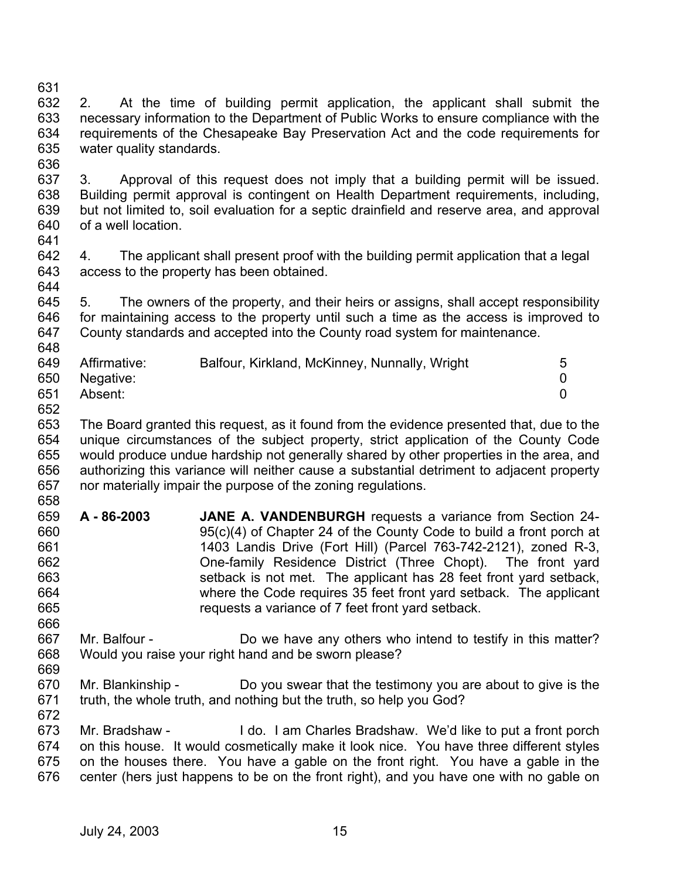2. At the time of building permit application, the applicant shall submit the necessary information to the Department of Public Works to ensure compliance with the requirements of the Chesapeake Bay Preservation Act and the code requirements for water quality standards.

3. Approval of this request does not imply that a building permit will be issued. Building permit approval is contingent on Health Department requirements, including, but not limited to, soil evaluation for a septic drainfield and reserve area, and approval of a well location.

4. The applicant shall present proof with the building permit application that a legal access to the property has been obtained.

5. The owners of the property, and their heirs or assigns, shall accept responsibility for maintaining access to the property until such a time as the access is improved to County standards and accepted into the County road system for maintenance.

| | | |
|---|---|---|
| Affirmative: | Balfour, Kirkland, McKinney, Nunnally, Wright | 5 |
| Negative: | | 0 |
| Absent: | | 0 |

The Board granted this request, as it found from the evidence presented that, due to the unique circumstances of the subject property, strict application of the County Code would produce undue hardship not generally shared by other properties in the area, and authorizing this variance will neither cause a substantial detriment to adjacent property nor materially impair the purpose of the zoning regulations.

**A - 86-2003** **JANE A. VANDENBURGH** requests a variance from Section 24-95(c)(4) of Chapter 24 of the County Code to build a front porch at 1403 Landis Drive (Fort Hill) (Parcel 763-742-2121), zoned R-3, One-family Residence District (Three Chopt). The front yard setback is not met. The applicant has 28 feet front yard setback, where the Code requires 35 feet front yard setback. The applicant requests a variance of 7 feet front yard setback.

Mr. Balfour - Do we have any others who intend to testify in this matter? Would you raise your right hand and be sworn please?

Mr. Blankinship - Do you swear that the testimony you are about to give is the truth, the whole truth, and nothing but the truth, so help you God?

Mr. Bradshaw - I do. I am Charles Bradshaw. We'd like to put a front porch on this house. It would cosmetically make it look nice. You have three different styles on the houses there. You have a gable on the front right. You have a gable in the center (hers just happens to be on the front right), and you have one with no gable on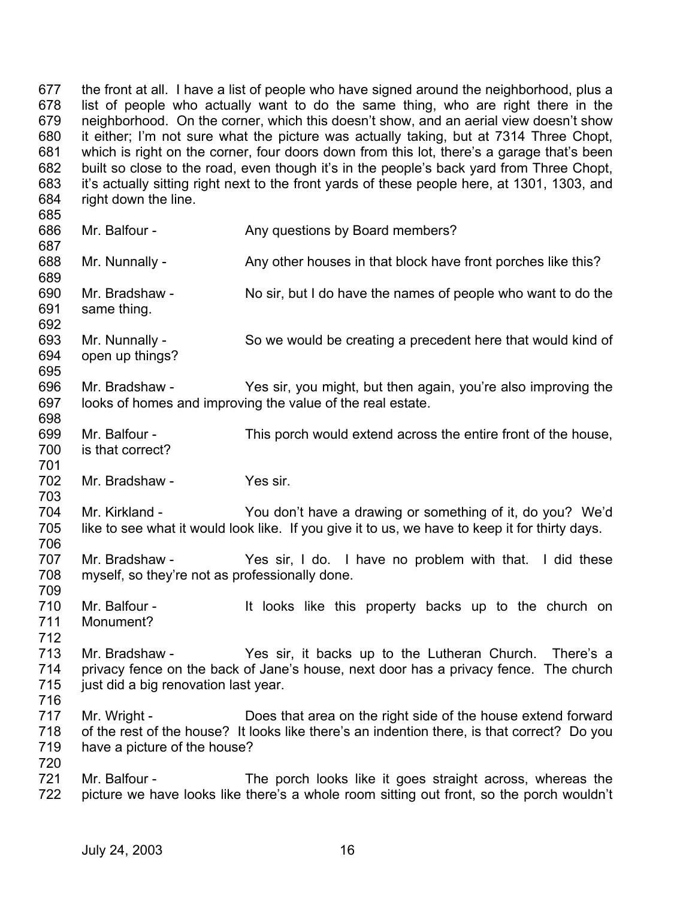677 the front at all. I have a list of people who have signed around the neighborhood, plus a
678 list of people who actually want to do the same thing, who are right there in the
679 neighborhood. On the corner, which this doesn't show, and an aerial view doesn't show
680 it either; I'm not sure what the picture was actually taking, but at 7314 Three Chopt,
681 which is right on the corner, four doors down from this lot, there's a garage that's been
682 built so close to the road, even though it's in the people's back yard from Three Chopt,
683 it's actually sitting right next to the front yards of these people here, at 1301, 1303, and
684 right down the line.
685
686 Mr. Balfour - Any questions by Board members?
687
688 Mr. Nunnally - Any other houses in that block have front porches like this?
689
690 Mr. Bradshaw - No sir, but I do have the names of people who want to do the
691 same thing.
692
693 Mr. Nunnally - So we would be creating a precedent here that would kind of
694 open up things?
695
696 Mr. Bradshaw - Yes sir, you might, but then again, you're also improving the
697 looks of homes and improving the value of the real estate.
698
699 Mr. Balfour - This porch would extend across the entire front of the house,
700 is that correct?
701
702 Mr. Bradshaw - Yes sir.
703
704 Mr. Kirkland - You don't have a drawing or something of it, do you? We'd
705 like to see what it would look like. If you give it to us, we have to keep it for thirty days.
706
707 Mr. Bradshaw - Yes sir, I do. I have no problem with that. I did these
708 myself, so they're not as professionally done.
709
710 Mr. Balfour - It looks like this property backs up to the church on
711 Monument?
712
713 Mr. Bradshaw - Yes sir, it backs up to the Lutheran Church. There's a
714 privacy fence on the back of Jane's house, next door has a privacy fence. The church
715 just did a big renovation last year.
716
717 Mr. Wright - Does that area on the right side of the house extend forward
718 of the rest of the house? It looks like there's an indention there, is that correct? Do you
719 have a picture of the house?
720
721 Mr. Balfour - The porch looks like it goes straight across, whereas the
722 picture we have looks like there's a whole room sitting out front, so the porch wouldn't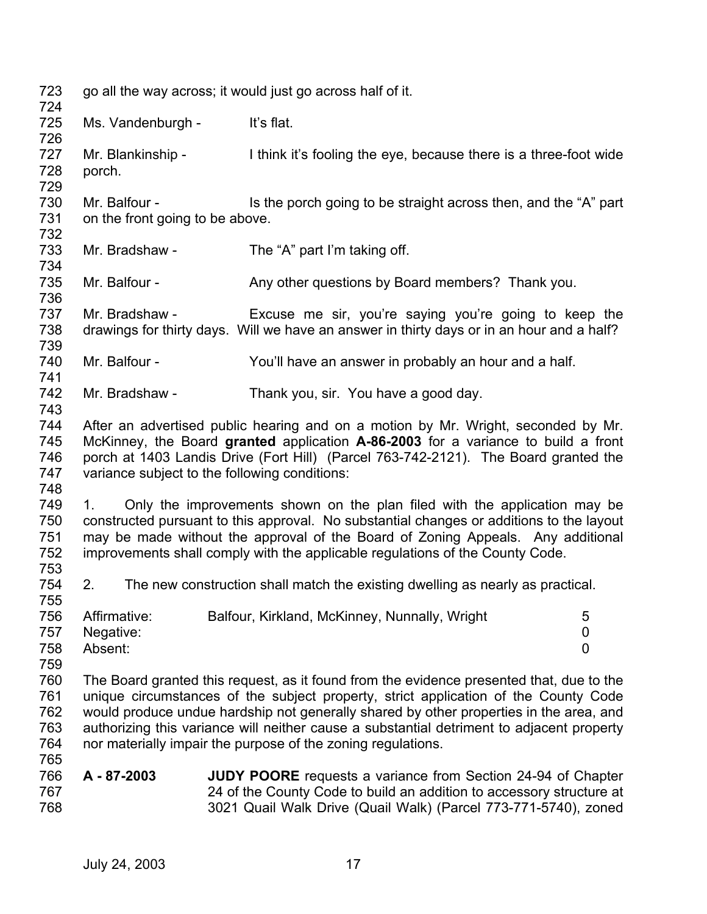go all the way across; it would just go across half of it.

Ms. Vandenburgh - It's flat.

Mr. Blankinship - I think it's fooling the eye, because there is a three-foot wide porch.

Mr. Balfour - Is the porch going to be straight across then, and the "A" part on the front going to be above.

Mr. Bradshaw - The "A" part I'm taking off.

Mr. Balfour - Any other questions by Board members? Thank you.

Mr. Bradshaw - Excuse me sir, you're saying you're going to keep the drawings for thirty days. Will we have an answer in thirty days or in an hour and a half?

Mr. Balfour - You'll have an answer in probably an hour and a half.

Mr. Bradshaw - Thank you, sir. You have a good day.

After an advertised public hearing and on a motion by Mr. Wright, seconded by Mr. McKinney, the Board **granted** application **A-86-2003** for a variance to build a front porch at 1403 Landis Drive (Fort Hill) (Parcel 763-742-2121). The Board granted the variance subject to the following conditions:

1. Only the improvements shown on the plan filed with the application may be constructed pursuant to this approval. No substantial changes or additions to the layout may be made without the approval of the Board of Zoning Appeals. Any additional improvements shall comply with the applicable regulations of the County Code.

2. The new construction shall match the existing dwelling as nearly as practical.

| | | |
|---|---|---|
| Affirmative: | Balfour, Kirkland, McKinney, Nunnally, Wright | 5 |
| Negative: | | 0 |
| Absent: | | 0 |

The Board granted this request, as it found from the evidence presented that, due to the unique circumstances of the subject property, strict application of the County Code would produce undue hardship not generally shared by other properties in the area, and authorizing this variance will neither cause a substantial detriment to adjacent property nor materially impair the purpose of the zoning regulations.

**A - 87-2003** **JUDY POORE** requests a variance from Section 24-94 of Chapter 24 of the County Code to build an addition to accessory structure at 3021 Quail Walk Drive (Quail Walk) (Parcel 773-771-5740), zoned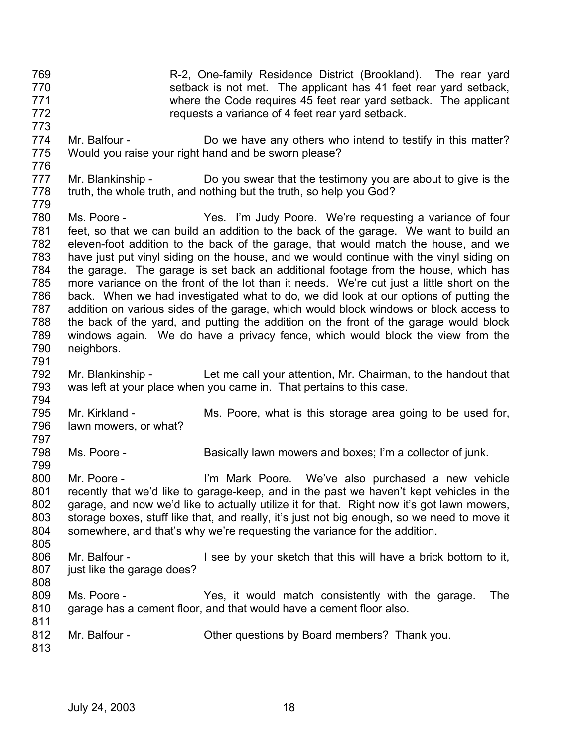R-2, One-family Residence District (Brookland). The rear yard setback is not met. The applicant has 41 feet rear yard setback, where the Code requires 45 feet rear yard setback. The applicant requests a variance of 4 feet rear yard setback.

Mr. Balfour - Do we have any others who intend to testify in this matter? Would you raise your right hand and be sworn please?

Mr. Blankinship - Do you swear that the testimony you are about to give is the truth, the whole truth, and nothing but the truth, so help you God?

Ms. Poore - Yes. I'm Judy Poore. We're requesting a variance of four feet, so that we can build an addition to the back of the garage. We want to build an eleven-foot addition to the back of the garage, that would match the house, and we have just put vinyl siding on the house, and we would continue with the vinyl siding on the garage. The garage is set back an additional footage from the house, which has more variance on the front of the lot than it needs. We're cut just a little short on the back. When we had investigated what to do, we did look at our options of putting the addition on various sides of the garage, which would block windows or block access to the back of the yard, and putting the addition on the front of the garage would block windows again. We do have a privacy fence, which would block the view from the neighbors.

Mr. Blankinship - Let me call your attention, Mr. Chairman, to the handout that was left at your place when you came in. That pertains to this case.

Mr. Kirkland - Ms. Poore, what is this storage area going to be used for, lawn mowers, or what?

Ms. Poore - Basically lawn mowers and boxes; I'm a collector of junk.

Mr. Poore - I'm Mark Poore. We've also purchased a new vehicle recently that we'd like to garage-keep, and in the past we haven't kept vehicles in the garage, and now we'd like to actually utilize it for that. Right now it's got lawn mowers, storage boxes, stuff like that, and really, it's just not big enough, so we need to move it somewhere, and that's why we're requesting the variance for the addition.

Mr. Balfour - I see by your sketch that this will have a brick bottom to it, just like the garage does?

Ms. Poore - Yes, it would match consistently with the garage. The garage has a cement floor, and that would have a cement floor also.

Mr. Balfour - Other questions by Board members? Thank you.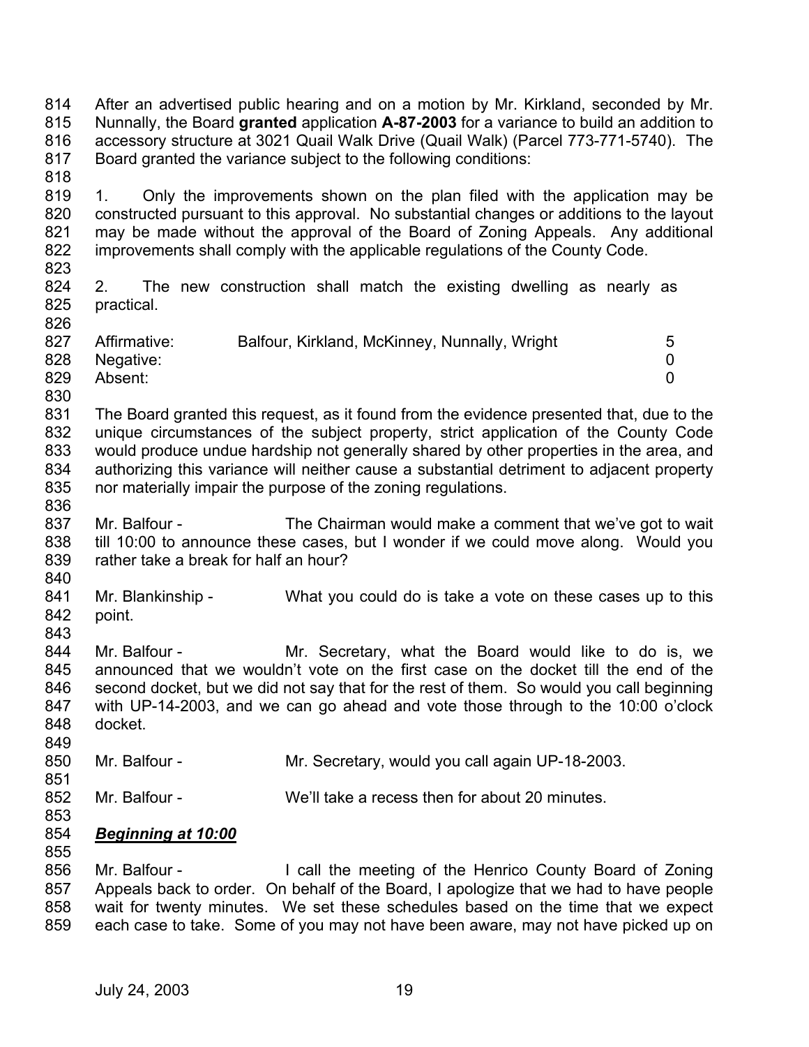After an advertised public hearing and on a motion by Mr. Kirkland, seconded by Mr. Nunnally, the Board **granted** application **A-87-2003** for a variance to build an addition to accessory structure at 3021 Quail Walk Drive (Quail Walk) (Parcel 773-771-5740). The Board granted the variance subject to the following conditions:

1. Only the improvements shown on the plan filed with the application may be constructed pursuant to this approval. No substantial changes or additions to the layout may be made without the approval of the Board of Zoning Appeals. Any additional improvements shall comply with the applicable regulations of the County Code.

2. The new construction shall match the existing dwelling as nearly as practical.

| | | |
|---|---|---|
| Affirmative: | Balfour, Kirkland, McKinney, Nunnally, Wright | 5 |
| Negative: | | 0 |
| Absent: | | 0 |

The Board granted this request, as it found from the evidence presented that, due to the unique circumstances of the subject property, strict application of the County Code would produce undue hardship not generally shared by other properties in the area, and authorizing this variance will neither cause a substantial detriment to adjacent property nor materially impair the purpose of the zoning regulations.

Mr. Balfour - The Chairman would make a comment that we've got to wait till 10:00 to announce these cases, but I wonder if we could move along. Would you rather take a break for half an hour?

Mr. Blankinship - What you could do is take a vote on these cases up to this point.

Mr. Balfour - Mr. Secretary, what the Board would like to do is, we announced that we wouldn't vote on the first case on the docket till the end of the second docket, but we did not say that for the rest of them. So would you call beginning with UP-14-2003, and we can go ahead and vote those through to the 10:00 o'clock docket.

Mr. Balfour - Mr. Secretary, would you call again UP-18-2003.

Mr. Balfour - We'll take a recess then for about 20 minutes.

***Beginning at 10:00***

Mr. Balfour - I call the meeting of the Henrico County Board of Zoning Appeals back to order. On behalf of the Board, I apologize that we had to have people wait for twenty minutes. We set these schedules based on the time that we expect each case to take. Some of you may not have been aware, may not have picked up on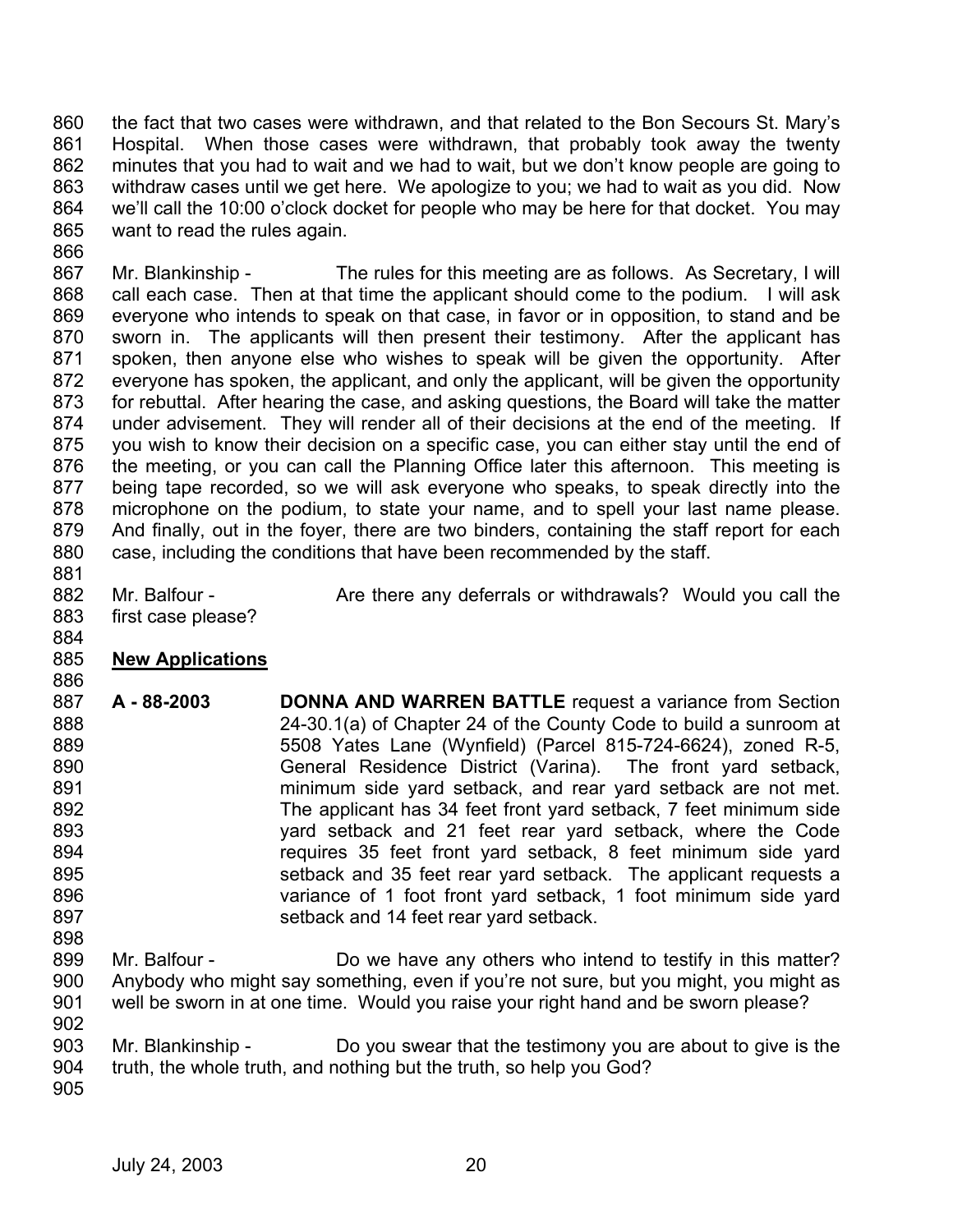the fact that two cases were withdrawn, and that related to the Bon Secours St. Mary's Hospital. When those cases were withdrawn, that probably took away the twenty minutes that you had to wait and we had to wait, but we don't know people are going to withdraw cases until we get here. We apologize to you; we had to wait as you did. Now we'll call the 10:00 o'clock docket for people who may be here for that docket. You may want to read the rules again.

Mr. Blankinship - The rules for this meeting are as follows. As Secretary, I will call each case. Then at that time the applicant should come to the podium. I will ask everyone who intends to speak on that case, in favor or in opposition, to stand and be sworn in. The applicants will then present their testimony. After the applicant has spoken, then anyone else who wishes to speak will be given the opportunity. After everyone has spoken, the applicant, and only the applicant, will be given the opportunity for rebuttal. After hearing the case, and asking questions, the Board will take the matter under advisement. They will render all of their decisions at the end of the meeting. If you wish to know their decision on a specific case, you can either stay until the end of the meeting, or you can call the Planning Office later this afternoon. This meeting is being tape recorded, so we will ask everyone who speaks, to speak directly into the microphone on the podium, to state your name, and to spell your last name please. And finally, out in the foyer, there are two binders, containing the staff report for each case, including the conditions that have been recommended by the staff.

Mr. Balfour - Are there any deferrals or withdrawals? Would you call the first case please?

**New Applications**

**A - 88-2003** **DONNA AND WARREN BATTLE** request a variance from Section 24-30.1(a) of Chapter 24 of the County Code to build a sunroom at 5508 Yates Lane (Wynfield) (Parcel 815-724-6624), zoned R-5, General Residence District (Varina). The front yard setback, minimum side yard setback, and rear yard setback are not met. The applicant has 34 feet front yard setback, 7 feet minimum side yard setback and 21 feet rear yard setback, where the Code requires 35 feet front yard setback, 8 feet minimum side yard setback and 35 feet rear yard setback. The applicant requests a variance of 1 foot front yard setback, 1 foot minimum side yard setback and 14 feet rear yard setback.

Mr. Balfour - Do we have any others who intend to testify in this matter? Anybody who might say something, even if you're not sure, but you might, you might as well be sworn in at one time. Would you raise your right hand and be sworn please?

Mr. Blankinship - Do you swear that the testimony you are about to give is the truth, the whole truth, and nothing but the truth, so help you God?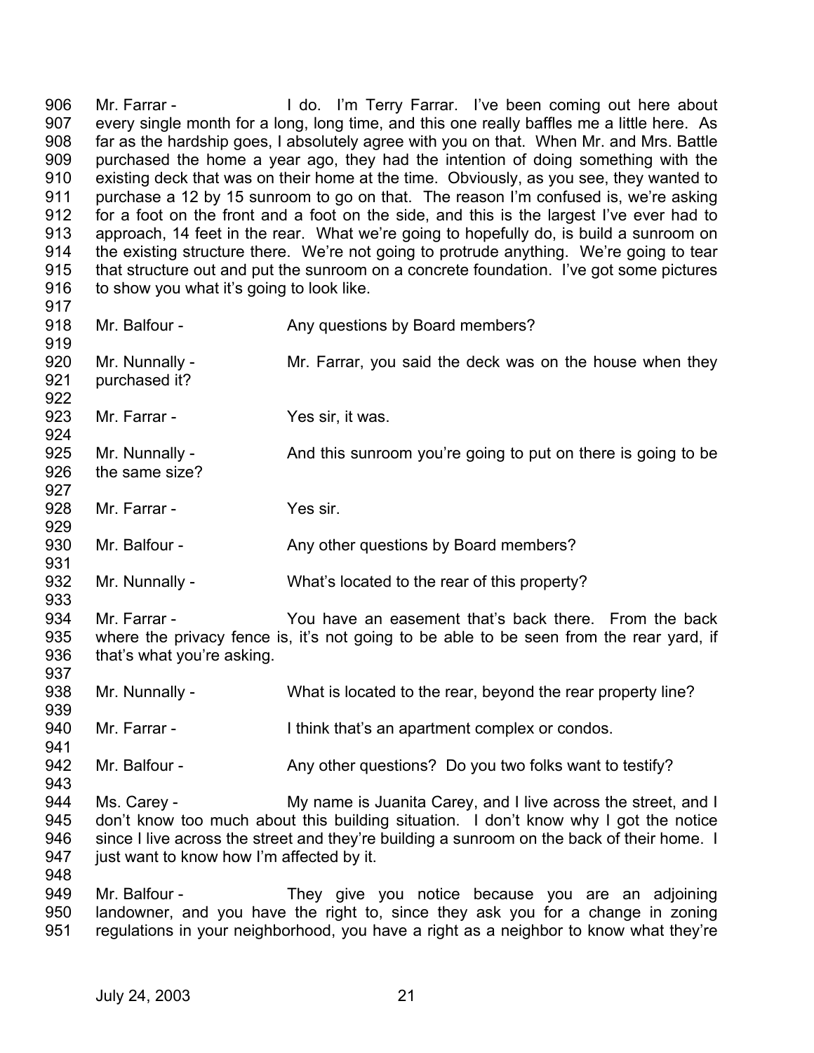906 Mr. Farrar - I do. I'm Terry Farrar. I've been coming out here about
907 every single month for a long, long time, and this one really baffles me a little here. As
908 far as the hardship goes, I absolutely agree with you on that. When Mr. and Mrs. Battle
909 purchased the home a year ago, they had the intention of doing something with the
910 existing deck that was on their home at the time. Obviously, as you see, they wanted to
911 purchase a 12 by 15 sunroom to go on that. The reason I'm confused is, we're asking
912 for a foot on the front and a foot on the side, and this is the largest I've ever had to
913 approach, 14 feet in the rear. What we're going to hopefully do, is build a sunroom on
914 the existing structure there. We're not going to protrude anything. We're going to tear
915 that structure out and put the sunroom on a concrete foundation. I've got some pictures
916 to show you what it's going to look like.
917
918 Mr. Balfour - Any questions by Board members?
919
920 Mr. Nunnally - Mr. Farrar, you said the deck was on the house when they
921 purchased it?
922
923 Mr. Farrar - Yes sir, it was.
924
925 Mr. Nunnally - And this sunroom you're going to put on there is going to be
926 the same size?
927
928 Mr. Farrar - Yes sir.
929
930 Mr. Balfour - Any other questions by Board members?
931
932 Mr. Nunnally - What's located to the rear of this property?
933
934 Mr. Farrar - You have an easement that's back there. From the back
935 where the privacy fence is, it's not going to be able to be seen from the rear yard, if
936 that's what you're asking.
937
938 Mr. Nunnally - What is located to the rear, beyond the rear property line?
939
940 Mr. Farrar - I think that's an apartment complex or condos.
941
942 Mr. Balfour - Any other questions? Do you two folks want to testify?
943
944 Ms. Carey - My name is Juanita Carey, and I live across the street, and I
945 don't know too much about this building situation. I don't know why I got the notice
946 since I live across the street and they're building a sunroom on the back of their home. I
947 just want to know how I'm affected by it.
948
949 Mr. Balfour - They give you notice because you are an adjoining
950 landowner, and you have the right to, since they ask you for a change in zoning
951 regulations in your neighborhood, you have a right as a neighbor to know what they're

July 24, 2003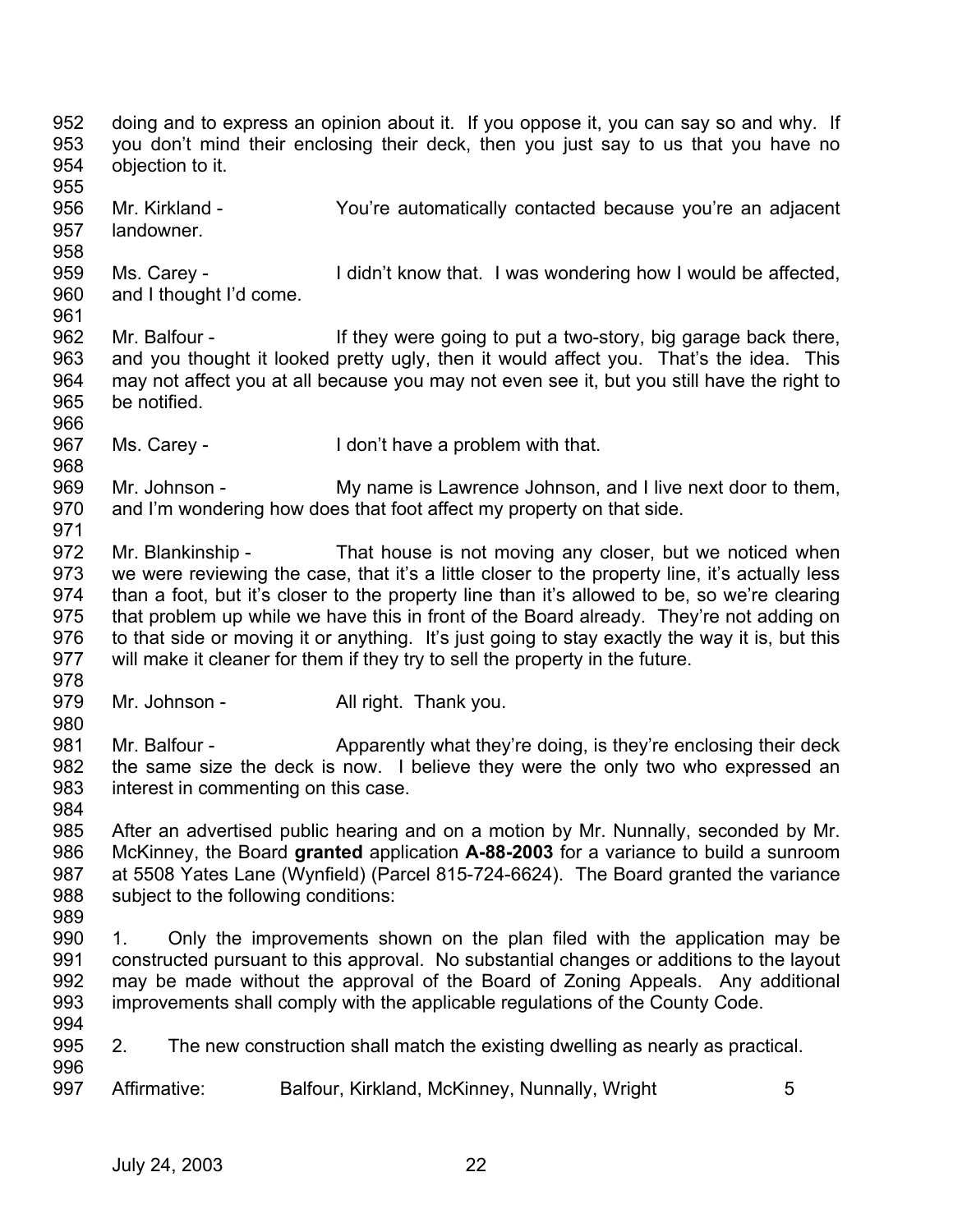doing and to express an opinion about it. If you oppose it, you can say so and why. If you don't mind their enclosing their deck, then you just say to us that you have no objection to it.

Mr. Kirkland - You're automatically contacted because you're an adjacent landowner.

Ms. Carey - I didn't know that. I was wondering how I would be affected, and I thought I'd come.

Mr. Balfour - If they were going to put a two-story, big garage back there, and you thought it looked pretty ugly, then it would affect you. That's the idea. This may not affect you at all because you may not even see it, but you still have the right to be notified.

Ms. Carey - I don't have a problem with that.

Mr. Johnson - My name is Lawrence Johnson, and I live next door to them, and I'm wondering how does that foot affect my property on that side.

Mr. Blankinship - That house is not moving any closer, but we noticed when we were reviewing the case, that it's a little closer to the property line, it's actually less than a foot, but it's closer to the property line than it's allowed to be, so we're clearing that problem up while we have this in front of the Board already. They're not adding on to that side or moving it or anything. It's just going to stay exactly the way it is, but this will make it cleaner for them if they try to sell the property in the future.

Mr. Johnson - All right. Thank you.

Mr. Balfour - Apparently what they're doing, is they're enclosing their deck the same size the deck is now. I believe they were the only two who expressed an interest in commenting on this case.

After an advertised public hearing and on a motion by Mr. Nunnally, seconded by Mr. McKinney, the Board **granted** application **A-88-2003** for a variance to build a sunroom at 5508 Yates Lane (Wynfield) (Parcel 815-724-6624). The Board granted the variance subject to the following conditions:

1. Only the improvements shown on the plan filed with the application may be constructed pursuant to this approval. No substantial changes or additions to the layout may be made without the approval of the Board of Zoning Appeals. Any additional improvements shall comply with the applicable regulations of the County Code.

2. The new construction shall match the existing dwelling as nearly as practical.

Affirmative: Balfour, Kirkland, McKinney, Nunnally, Wright 5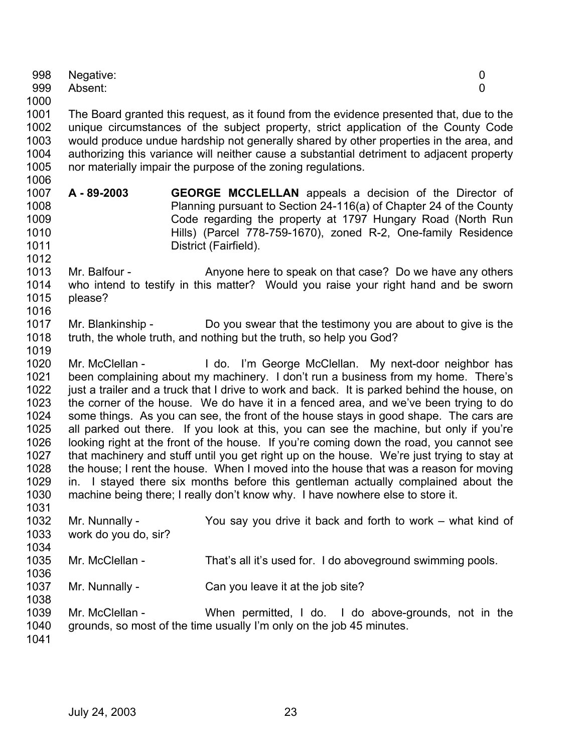Negative: 0
Absent: 0

The Board granted this request, as it found from the evidence presented that, due to the unique circumstances of the subject property, strict application of the County Code would produce undue hardship not generally shared by other properties in the area, and authorizing this variance will neither cause a substantial detriment to adjacent property nor materially impair the purpose of the zoning regulations.

**A - 89-2003** **GEORGE MCCLELLAN** appeals a decision of the Director of Planning pursuant to Section 24-116(a) of Chapter 24 of the County Code regarding the property at 1797 Hungary Road (North Run Hills) (Parcel 778-759-1670), zoned R-2, One-family Residence District (Fairfield).

Mr. Balfour - Anyone here to speak on that case? Do we have any others who intend to testify in this matter? Would you raise your right hand and be sworn please?

Mr. Blankinship - Do you swear that the testimony you are about to give is the truth, the whole truth, and nothing but the truth, so help you God?

Mr. McClellan - I do. I'm George McClellan. My next-door neighbor has been complaining about my machinery. I don't run a business from my home. There's just a trailer and a truck that I drive to work and back. It is parked behind the house, on the corner of the house. We do have it in a fenced area, and we've been trying to do some things. As you can see, the front of the house stays in good shape. The cars are all parked out there. If you look at this, you can see the machine, but only if you're looking right at the front of the house. If you're coming down the road, you cannot see that machinery and stuff until you get right up on the house. We're just trying to stay at the house; I rent the house. When I moved into the house that was a reason for moving in. I stayed there six months before this gentleman actually complained about the machine being there; I really don't know why. I have nowhere else to store it.

Mr. Nunnally - You say you drive it back and forth to work – what kind of work do you do, sir?

Mr. McClellan - That's all it's used for. I do aboveground swimming pools.

Mr. Nunnally - Can you leave it at the job site?

Mr. McClellan - When permitted, I do. I do above-grounds, not in the grounds, so most of the time usually I'm only on the job 45 minutes.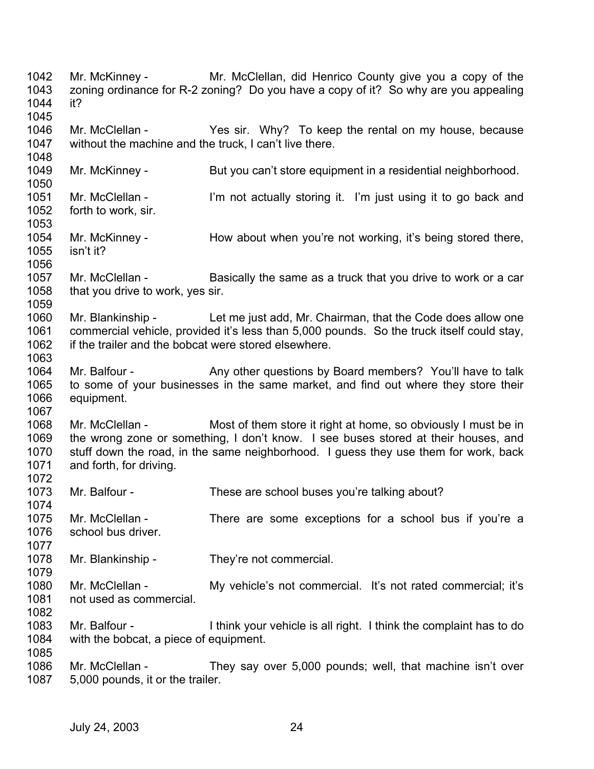1042 Mr. McKinney - Mr. McClellan, did Henrico County give you a copy of the
1043 zoning ordinance for R-2 zoning? Do you have a copy of it? So why are you appealing
1044 it?
1045
1046 Mr. McClellan - Yes sir. Why? To keep the rental on my house, because
1047 without the machine and the truck, I can't live there.
1048
1049 Mr. McKinney - But you can't store equipment in a residential neighborhood.
1050
1051 Mr. McClellan - I'm not actually storing it. I'm just using it to go back and
1052 forth to work, sir.
1053
1054 Mr. McKinney - How about when you're not working, it's being stored there,
1055 isn't it?
1056
1057 Mr. McClellan - Basically the same as a truck that you drive to work or a car
1058 that you drive to work, yes sir.
1059
1060 Mr. Blankinship - Let me just add, Mr. Chairman, that the Code does allow one
1061 commercial vehicle, provided it's less than 5,000 pounds. So the truck itself could stay,
1062 if the trailer and the bobcat were stored elsewhere.
1063
1064 Mr. Balfour - Any other questions by Board members? You'll have to talk
1065 to some of your businesses in the same market, and find out where they store their
1066 equipment.
1067
1068 Mr. McClellan - Most of them store it right at home, so obviously I must be in
1069 the wrong zone or something, I don't know. I see buses stored at their houses, and
1070 stuff down the road, in the same neighborhood. I guess they use them for work, back
1071 and forth, for driving.
1072
1073 Mr. Balfour - These are school buses you're talking about?
1074
1075 Mr. McClellan - There are some exceptions for a school bus if you're a
1076 school bus driver.
1077
1078 Mr. Blankinship - They're not commercial.
1079
1080 Mr. McClellan - My vehicle's not commercial. It's not rated commercial; it's
1081 not used as commercial.
1082
1083 Mr. Balfour - I think your vehicle is all right. I think the complaint has to do
1084 with the bobcat, a piece of equipment.
1085
1086 Mr. McClellan - They say over 5,000 pounds; well, that machine isn't over
1087 5,000 pounds, it or the trailer.

July 24, 2003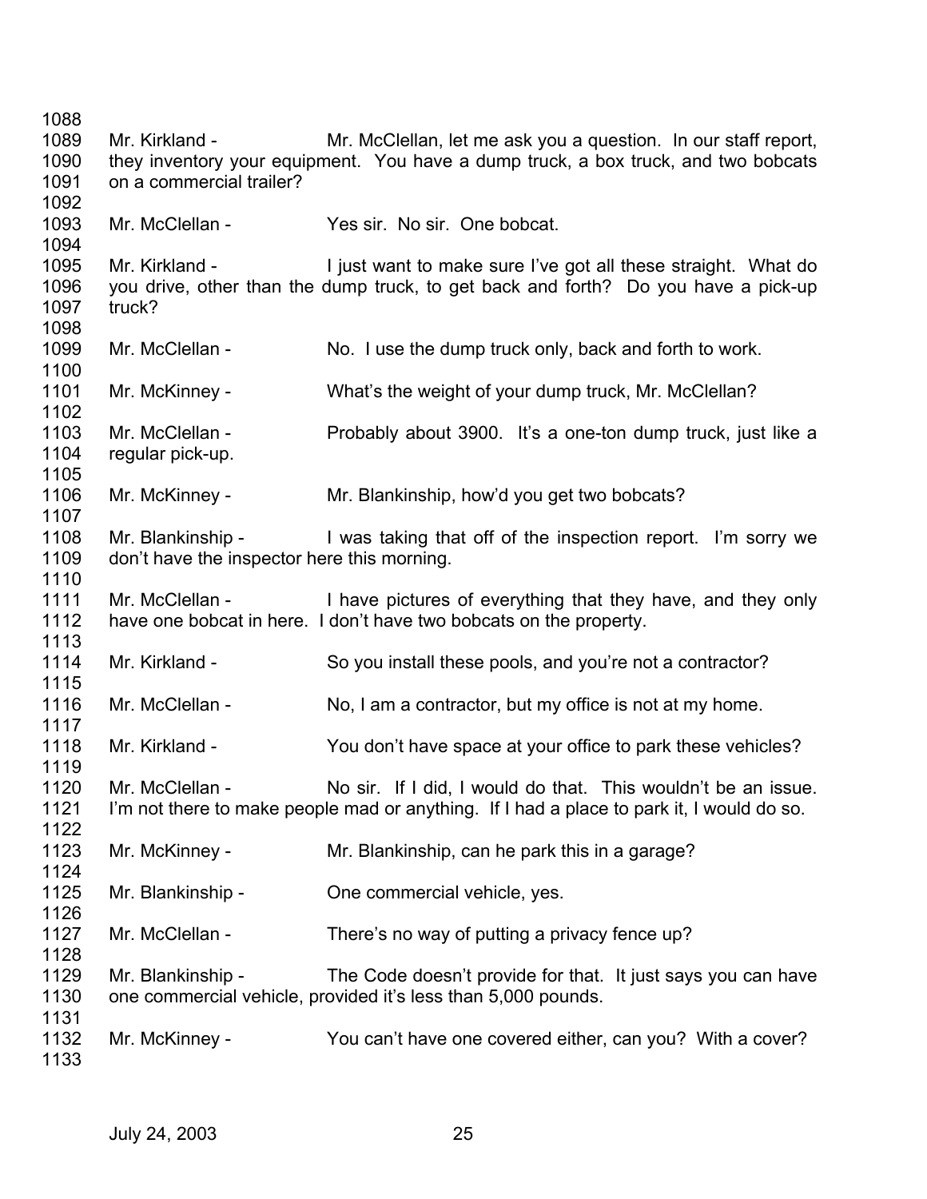Mr. Kirkland - Mr. McClellan, let me ask you a question. In our staff report, they inventory your equipment. You have a dump truck, a box truck, and two bobcats on a commercial trailer?

Mr. McClellan - Yes sir. No sir. One bobcat.

Mr. Kirkland - I just want to make sure I've got all these straight. What do you drive, other than the dump truck, to get back and forth? Do you have a pick-up truck?

Mr. McClellan - No. I use the dump truck only, back and forth to work.

Mr. McKinney - What's the weight of your dump truck, Mr. McClellan?

Mr. McClellan - Probably about 3900. It's a one-ton dump truck, just like a regular pick-up.

Mr. McKinney - Mr. Blankinship, how'd you get two bobcats?

Mr. Blankinship - I was taking that off of the inspection report. I'm sorry we don't have the inspector here this morning.

Mr. McClellan - I have pictures of everything that they have, and they only have one bobcat in here. I don't have two bobcats on the property.

Mr. Kirkland - So you install these pools, and you're not a contractor?

Mr. McClellan - No, I am a contractor, but my office is not at my home.

Mr. Kirkland - You don't have space at your office to park these vehicles?

Mr. McClellan - No sir. If I did, I would do that. This wouldn't be an issue. I'm not there to make people mad or anything. If I had a place to park it, I would do so.

Mr. McKinney - Mr. Blankinship, can he park this in a garage?

Mr. Blankinship - One commercial vehicle, yes.

Mr. McClellan - There's no way of putting a privacy fence up?

Mr. Blankinship - The Code doesn't provide for that. It just says you can have one commercial vehicle, provided it's less than 5,000 pounds.

Mr. McKinney - You can't have one covered either, can you? With a cover?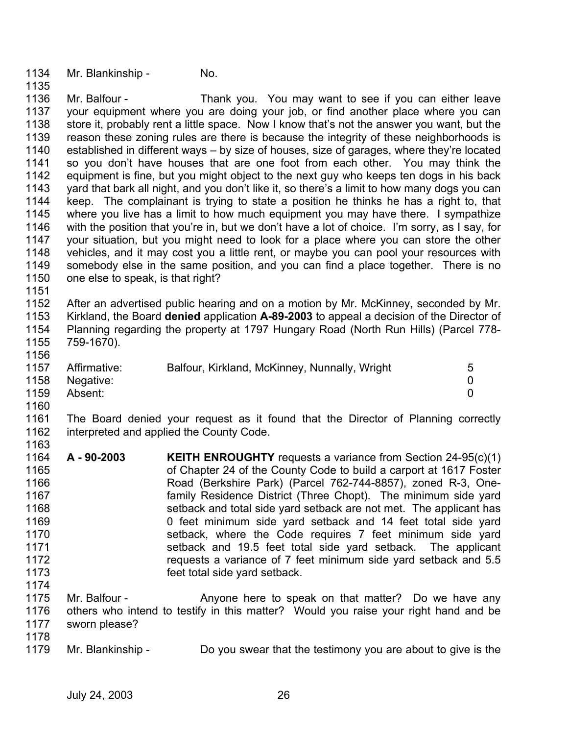Mr. Blankinship - No.

Mr. Balfour - Thank you. You may want to see if you can either leave your equipment where you are doing your job, or find another place where you can store it, probably rent a little space. Now I know that's not the answer you want, but the reason these zoning rules are there is because the integrity of these neighborhoods is established in different ways – by size of houses, size of garages, where they're located so you don't have houses that are one foot from each other. You may think the equipment is fine, but you might object to the next guy who keeps ten dogs in his back yard that bark all night, and you don't like it, so there's a limit to how many dogs you can keep. The complainant is trying to state a position he thinks he has a right to, that where you live has a limit to how much equipment you may have there. I sympathize with the position that you're in, but we don't have a lot of choice. I'm sorry, as I say, for your situation, but you might need to look for a place where you can store the other vehicles, and it may cost you a little rent, or maybe you can pool your resources with somebody else in the same position, and you can find a place together. There is no one else to speak, is that right?

After an advertised public hearing and on a motion by Mr. McKinney, seconded by Mr. Kirkland, the Board **denied** application **A-89-2003** to appeal a decision of the Director of Planning regarding the property at 1797 Hungary Road (North Run Hills) (Parcel 778-759-1670).

| | | |
|---|---|---|
| Affirmative: | Balfour, Kirkland, McKinney, Nunnally, Wright | 5 |
| Negative: | | 0 |
| Absent: | | 0 |

The Board denied your request as it found that the Director of Planning correctly interpreted and applied the County Code.

**A - 90-2003** **KEITH ENROUGHTY** requests a variance from Section 24-95(c)(1) of Chapter 24 of the County Code to build a carport at 1617 Foster Road (Berkshire Park) (Parcel 762-744-8857), zoned R-3, One-family Residence District (Three Chopt). The minimum side yard setback and total side yard setback are not met. The applicant has 0 feet minimum side yard setback and 14 feet total side yard setback, where the Code requires 7 feet minimum side yard setback and 19.5 feet total side yard setback. The applicant requests a variance of 7 feet minimum side yard setback and 5.5 feet total side yard setback.

Mr. Balfour - Anyone here to speak on that matter? Do we have any others who intend to testify in this matter? Would you raise your right hand and be sworn please?

Mr. Blankinship - Do you swear that the testimony you are about to give is the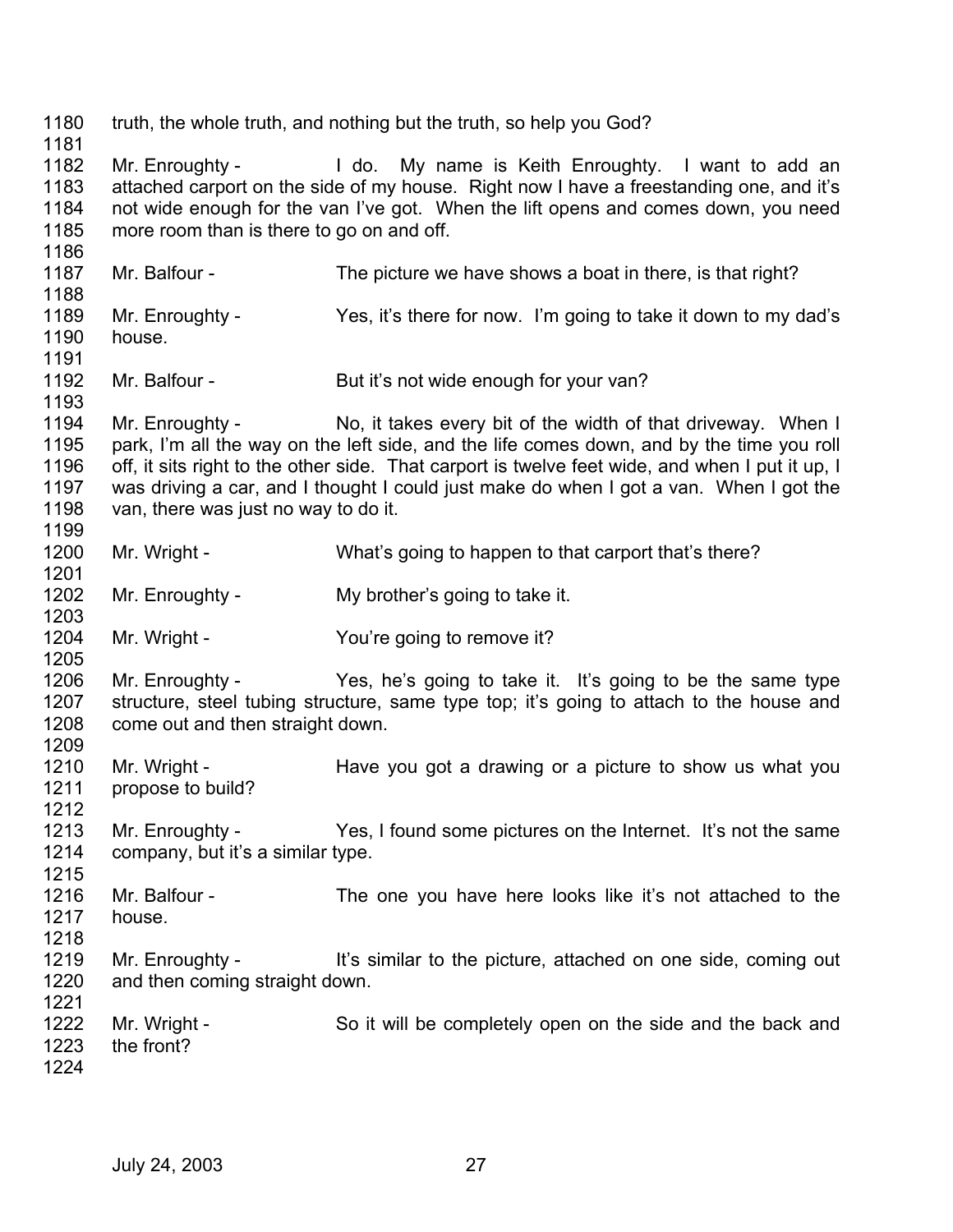truth, the whole truth, and nothing but the truth, so help you God?

Mr. Enroughty - I do. My name is Keith Enroughty. I want to add an attached carport on the side of my house. Right now I have a freestanding one, and it's not wide enough for the van I've got. When the lift opens and comes down, you need more room than is there to go on and off.

Mr. Balfour - The picture we have shows a boat in there, is that right?

Mr. Enroughty - Yes, it's there for now. I'm going to take it down to my dad's house.

Mr. Balfour - But it's not wide enough for your van?

Mr. Enroughty - No, it takes every bit of the width of that driveway. When I park, I'm all the way on the left side, and the life comes down, and by the time you roll off, it sits right to the other side. That carport is twelve feet wide, and when I put it up, I was driving a car, and I thought I could just make do when I got a van. When I got the van, there was just no way to do it.

Mr. Wright - What's going to happen to that carport that's there?

Mr. Enroughty - My brother's going to take it.

Mr. Wright - You're going to remove it?

Mr. Enroughty - Yes, he's going to take it. It's going to be the same type structure, steel tubing structure, same type top; it's going to attach to the house and come out and then straight down.

Mr. Wright - Have you got a drawing or a picture to show us what you propose to build?

Mr. Enroughty - Yes, I found some pictures on the Internet. It's not the same company, but it's a similar type.

Mr. Balfour - The one you have here looks like it's not attached to the house.

Mr. Enroughty - It's similar to the picture, attached on one side, coming out and then coming straight down.

Mr. Wright - So it will be completely open on the side and the back and the front?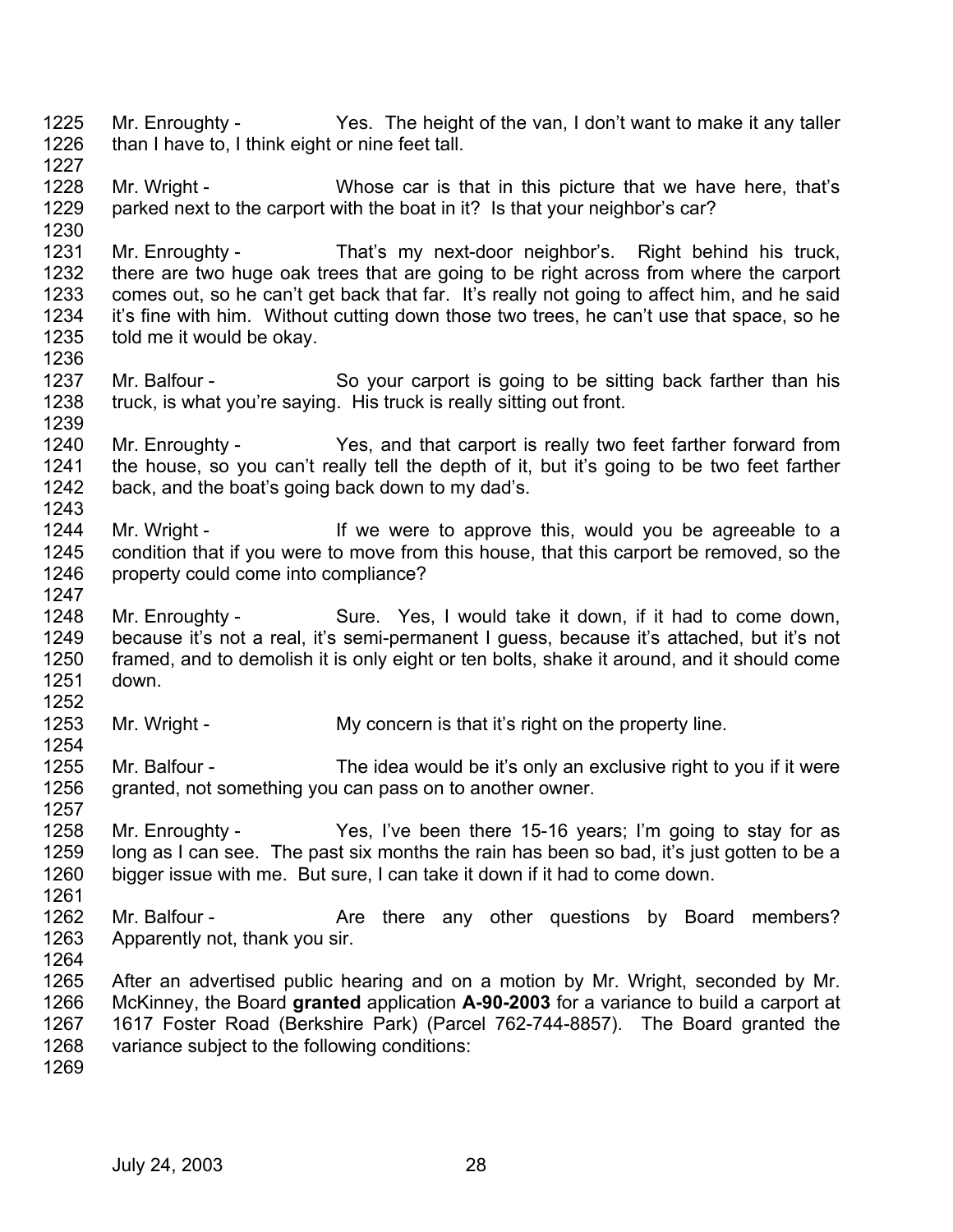Mr. Enroughty - Yes. The height of the van, I don't want to make it any taller than I have to, I think eight or nine feet tall.

Mr. Wright - Whose car is that in this picture that we have here, that's parked next to the carport with the boat in it? Is that your neighbor's car?

Mr. Enroughty - That's my next-door neighbor's. Right behind his truck, there are two huge oak trees that are going to be right across from where the carport comes out, so he can't get back that far. It's really not going to affect him, and he said it's fine with him. Without cutting down those two trees, he can't use that space, so he told me it would be okay.

Mr. Balfour - So your carport is going to be sitting back farther than his truck, is what you're saying. His truck is really sitting out front.

Mr. Enroughty - Yes, and that carport is really two feet farther forward from the house, so you can't really tell the depth of it, but it's going to be two feet farther back, and the boat's going back down to my dad's.

Mr. Wright - If we were to approve this, would you be agreeable to a condition that if you were to move from this house, that this carport be removed, so the property could come into compliance?

Mr. Enroughty - Sure. Yes, I would take it down, if it had to come down, because it's not a real, it's semi-permanent I guess, because it's attached, but it's not framed, and to demolish it is only eight or ten bolts, shake it around, and it should come down.

Mr. Wright - My concern is that it's right on the property line.

Mr. Balfour - The idea would be it's only an exclusive right to you if it were granted, not something you can pass on to another owner.

Mr. Enroughty - Yes, I've been there 15-16 years; I'm going to stay for as long as I can see. The past six months the rain has been so bad, it's just gotten to be a bigger issue with me. But sure, I can take it down if it had to come down.

Mr. Balfour - Are there any other questions by Board members? Apparently not, thank you sir.

After an advertised public hearing and on a motion by Mr. Wright, seconded by Mr. McKinney, the Board **granted** application **A-90-2003** for a variance to build a carport at 1617 Foster Road (Berkshire Park) (Parcel 762-744-8857). The Board granted the variance subject to the following conditions: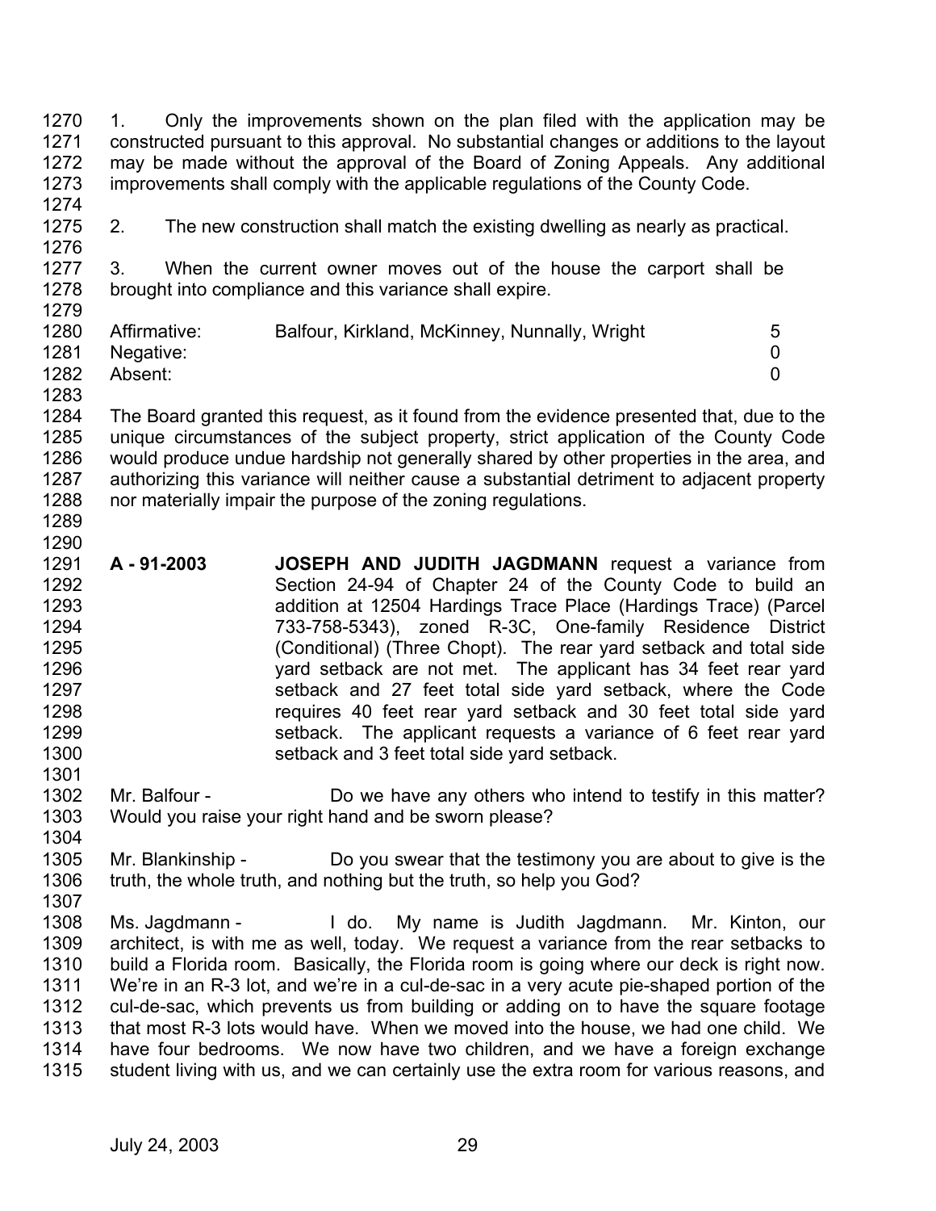1. Only the improvements shown on the plan filed with the application may be constructed pursuant to this approval. No substantial changes or additions to the layout may be made without the approval of the Board of Zoning Appeals. Any additional improvements shall comply with the applicable regulations of the County Code.

2. The new construction shall match the existing dwelling as nearly as practical.

3. When the current owner moves out of the house the carport shall be brought into compliance and this variance shall expire.

| | | |
|---|---|---|
| Affirmative: | Balfour, Kirkland, McKinney, Nunnally, Wright | 5 |
| Negative: | | 0 |
| Absent: | | 0 |

The Board granted this request, as it found from the evidence presented that, due to the unique circumstances of the subject property, strict application of the County Code would produce undue hardship not generally shared by other properties in the area, and authorizing this variance will neither cause a substantial detriment to adjacent property nor materially impair the purpose of the zoning regulations.

**A - 91-2003** **JOSEPH AND JUDITH JAGDMANN** request a variance from Section 24-94 of Chapter 24 of the County Code to build an addition at 12504 Hardings Trace Place (Hardings Trace) (Parcel 733-758-5343), zoned R-3C, One-family Residence District (Conditional) (Three Chopt). The rear yard setback and total side yard setback are not met. The applicant has 34 feet rear yard setback and 27 feet total side yard setback, where the Code requires 40 feet rear yard setback and 30 feet total side yard setback. The applicant requests a variance of 6 feet rear yard setback and 3 feet total side yard setback.

Mr. Balfour - Do we have any others who intend to testify in this matter? Would you raise your right hand and be sworn please?

Mr. Blankinship - Do you swear that the testimony you are about to give is the truth, the whole truth, and nothing but the truth, so help you God?

Ms. Jagdmann - I do. My name is Judith Jagdmann. Mr. Kinton, our architect, is with me as well, today. We request a variance from the rear setbacks to build a Florida room. Basically, the Florida room is going where our deck is right now. We're in an R-3 lot, and we're in a cul-de-sac in a very acute pie-shaped portion of the cul-de-sac, which prevents us from building or adding on to have the square footage that most R-3 lots would have. When we moved into the house, we had one child. We have four bedrooms. We now have two children, and we have a foreign exchange student living with us, and we can certainly use the extra room for various reasons, and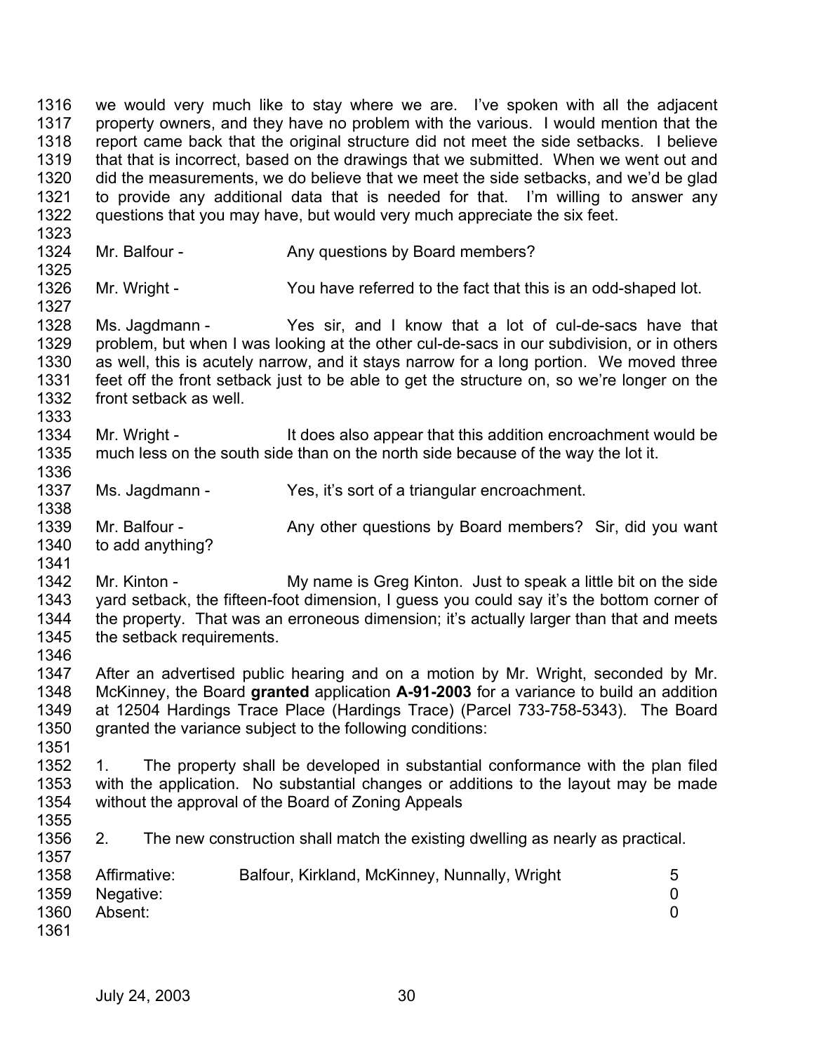we would very much like to stay where we are. I've spoken with all the adjacent property owners, and they have no problem with the various. I would mention that the report came back that the original structure did not meet the side setbacks. I believe that that is incorrect, based on the drawings that we submitted. When we went out and did the measurements, we do believe that we meet the side setbacks, and we'd be glad to provide any additional data that is needed for that. I'm willing to answer any questions that you may have, but would very much appreciate the six feet.

Mr. Balfour - Any questions by Board members?

Mr. Wright - You have referred to the fact that this is an odd-shaped lot.

Ms. Jagdmann - Yes sir, and I know that a lot of cul-de-sacs have that problem, but when I was looking at the other cul-de-sacs in our subdivision, or in others as well, this is acutely narrow, and it stays narrow for a long portion. We moved three feet off the front setback just to be able to get the structure on, so we're longer on the front setback as well.

Mr. Wright - It does also appear that this addition encroachment would be much less on the south side than on the north side because of the way the lot it.

Ms. Jagdmann - Yes, it's sort of a triangular encroachment.

Mr. Balfour - Any other questions by Board members? Sir, did you want to add anything?

Mr. Kinton - My name is Greg Kinton. Just to speak a little bit on the side yard setback, the fifteen-foot dimension, I guess you could say it's the bottom corner of the property. That was an erroneous dimension; it's actually larger than that and meets the setback requirements.

After an advertised public hearing and on a motion by Mr. Wright, seconded by Mr. McKinney, the Board **granted** application **A-91-2003** for a variance to build an addition at 12504 Hardings Trace Place (Hardings Trace) (Parcel 733-758-5343). The Board granted the variance subject to the following conditions:

1. The property shall be developed in substantial conformance with the plan filed with the application. No substantial changes or additions to the layout may be made without the approval of the Board of Zoning Appeals

2. The new construction shall match the existing dwelling as nearly as practical.

| | | |
|---|---|---|
| Affirmative: | Balfour, Kirkland, McKinney, Nunnally, Wright | 5 |
| Negative: | | 0 |
| Absent: | | 0 |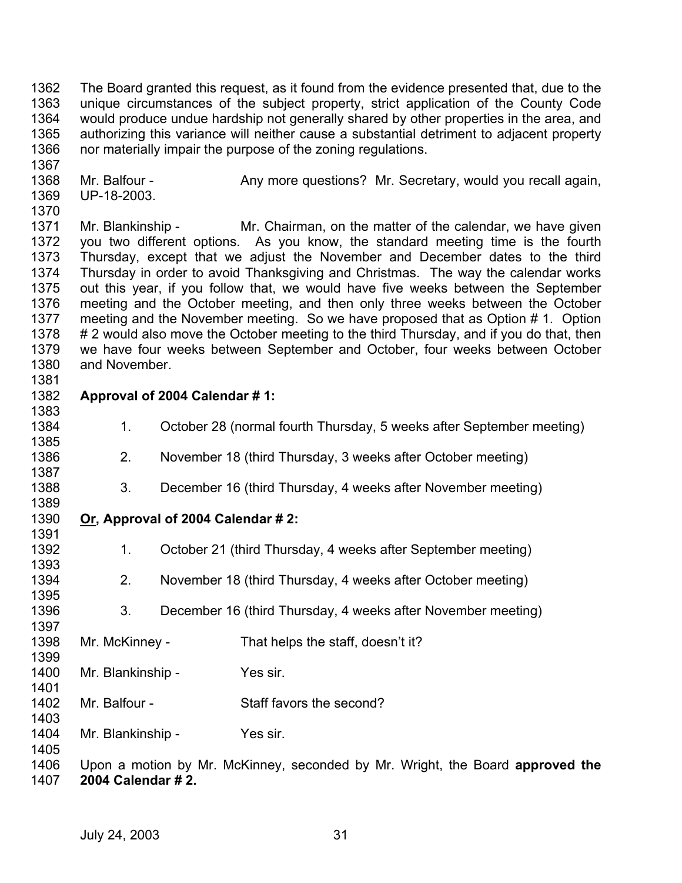The Board granted this request, as it found from the evidence presented that, due to the unique circumstances of the subject property, strict application of the County Code would produce undue hardship not generally shared by other properties in the area, and authorizing this variance will neither cause a substantial detriment to adjacent property nor materially impair the purpose of the zoning regulations.

Mr. Balfour - Any more questions? Mr. Secretary, would you recall again, UP-18-2003.

Mr. Blankinship - Mr. Chairman, on the matter of the calendar, we have given you two different options. As you know, the standard meeting time is the fourth Thursday, except that we adjust the November and December dates to the third Thursday in order to avoid Thanksgiving and Christmas. The way the calendar works out this year, if you follow that, we would have five weeks between the September meeting and the October meeting, and then only three weeks between the October meeting and the November meeting. So we have proposed that as Option # 1. Option # 2 would also move the October meeting to the third Thursday, and if you do that, then we have four weeks between September and October, four weeks between October and November.

**Approval of 2004 Calendar # 1:**

1. October 28 (normal fourth Thursday, 5 weeks after September meeting)

2. November 18 (third Thursday, 3 weeks after October meeting)

3. December 16 (third Thursday, 4 weeks after November meeting)

**Or, Approval of 2004 Calendar # 2:**

1. October 21 (third Thursday, 4 weeks after September meeting)

2. November 18 (third Thursday, 4 weeks after October meeting)

3. December 16 (third Thursday, 4 weeks after November meeting)

Mr. McKinney - That helps the staff, doesn't it?

Mr. Blankinship - Yes sir.

Mr. Balfour - Staff favors the second?

Mr. Blankinship - Yes sir.

Upon a motion by Mr. McKinney, seconded by Mr. Wright, the Board **approved the 2004 Calendar # 2.**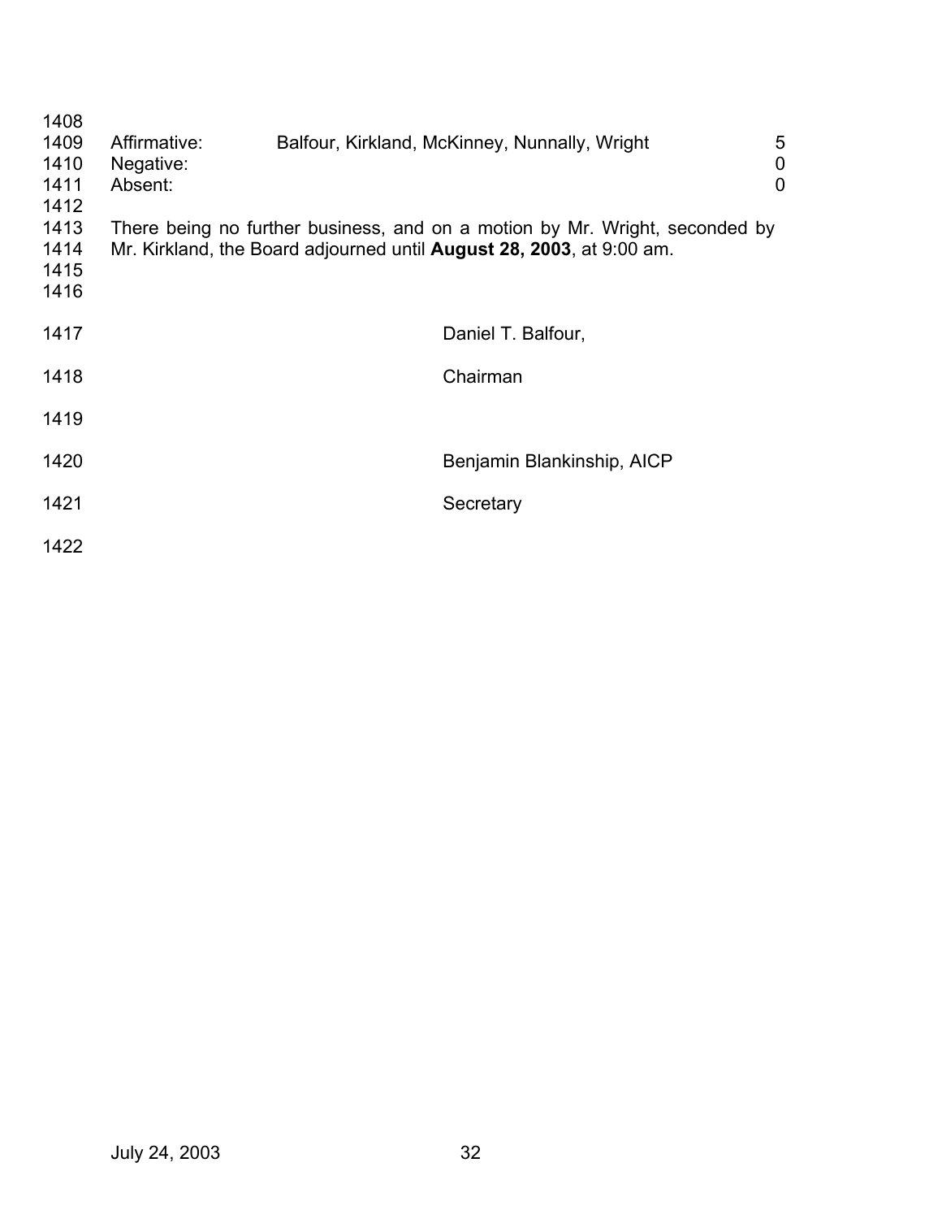| | | |
|---|---|---|
| Affirmative: | Balfour, Kirkland, McKinney, Nunnally, Wright | 5 |
| Negative: | | 0 |
| Absent: | | 0 |

There being no further business, and on a motion by Mr. Wright, seconded by Mr. Kirkland, the Board adjourned until **August 28, 2003**, at 9:00 am.

Daniel T. Balfour,

Chairman

Benjamin Blankinship, AICP

Secretary